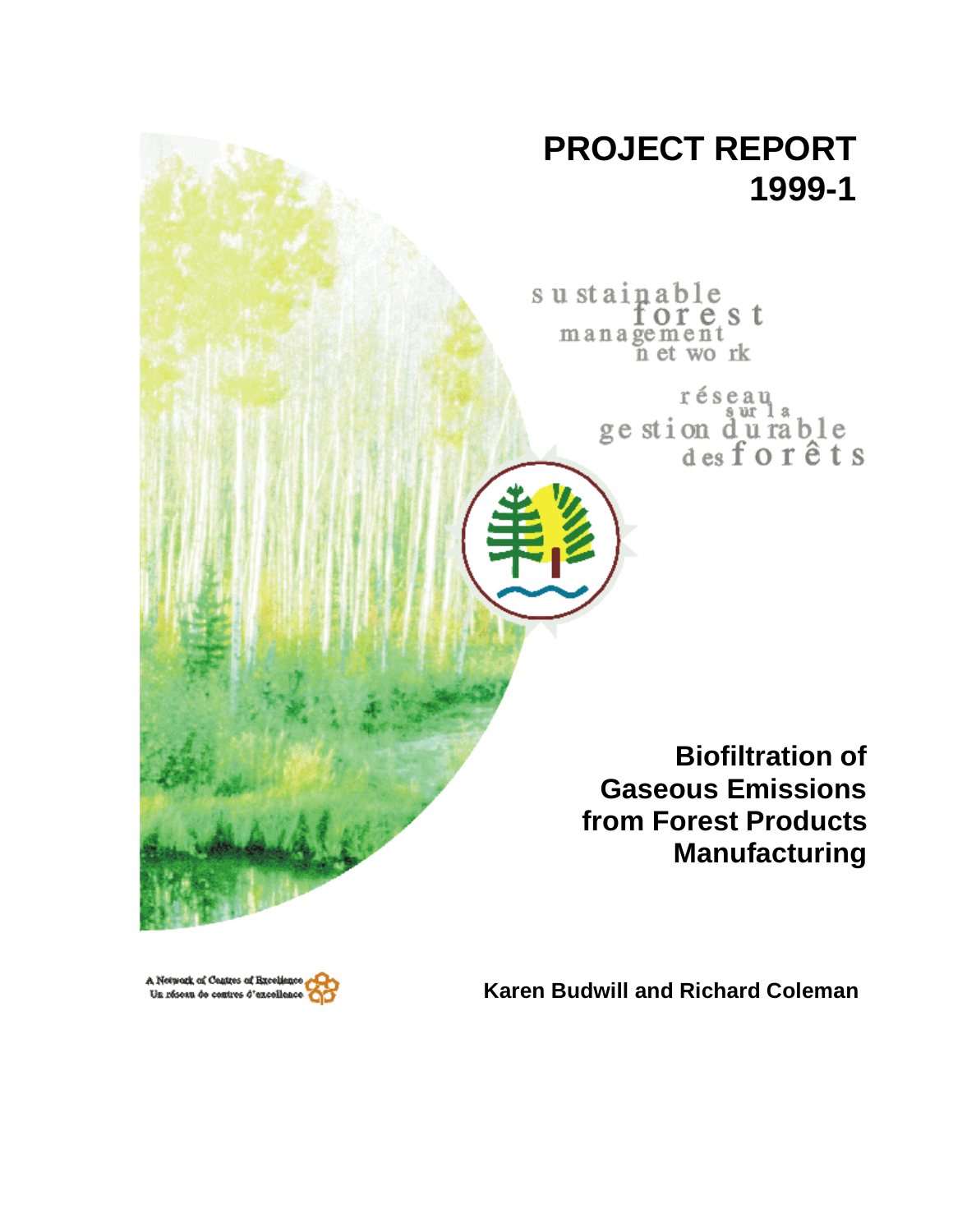# PROJECT REPORT 1999-1

sustainable forest management network

réseau sur la gestion durable des forêts

## Biofiltration of Gaseous Emissions from Forest Products Manufacturing

A Network of Centres of Excellence
Un réseau de centres d'excellence

**Karen Budwill and Richard Coleman**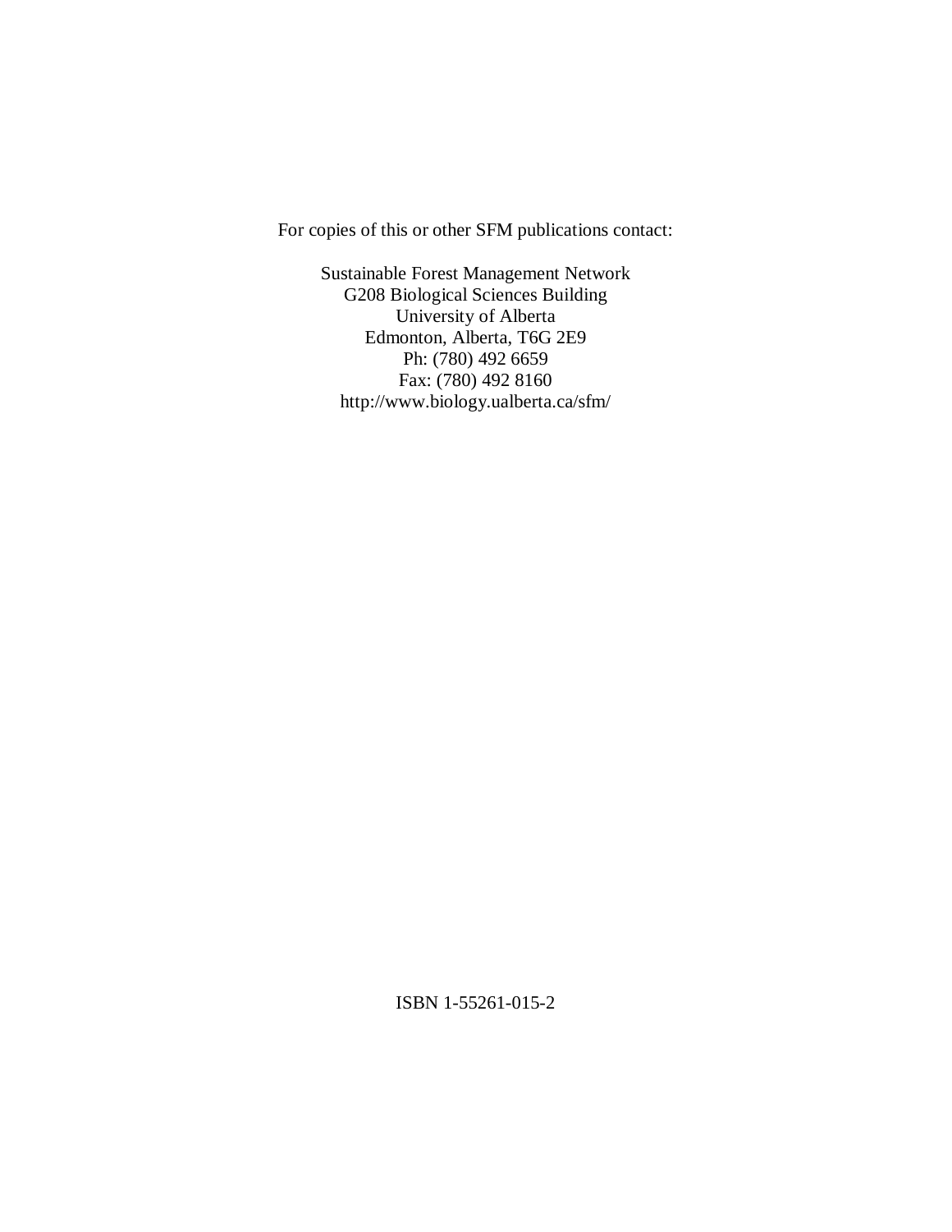For copies of this or other SFM publications contact:

Sustainable Forest Management Network
G208 Biological Sciences Building
University of Alberta
Edmonton, Alberta, T6G 2E9
Ph: (780) 492 6659
Fax: (780) 492 8160
http://www.biology.ualberta.ca/sfm/

ISBN 1-55261-015-2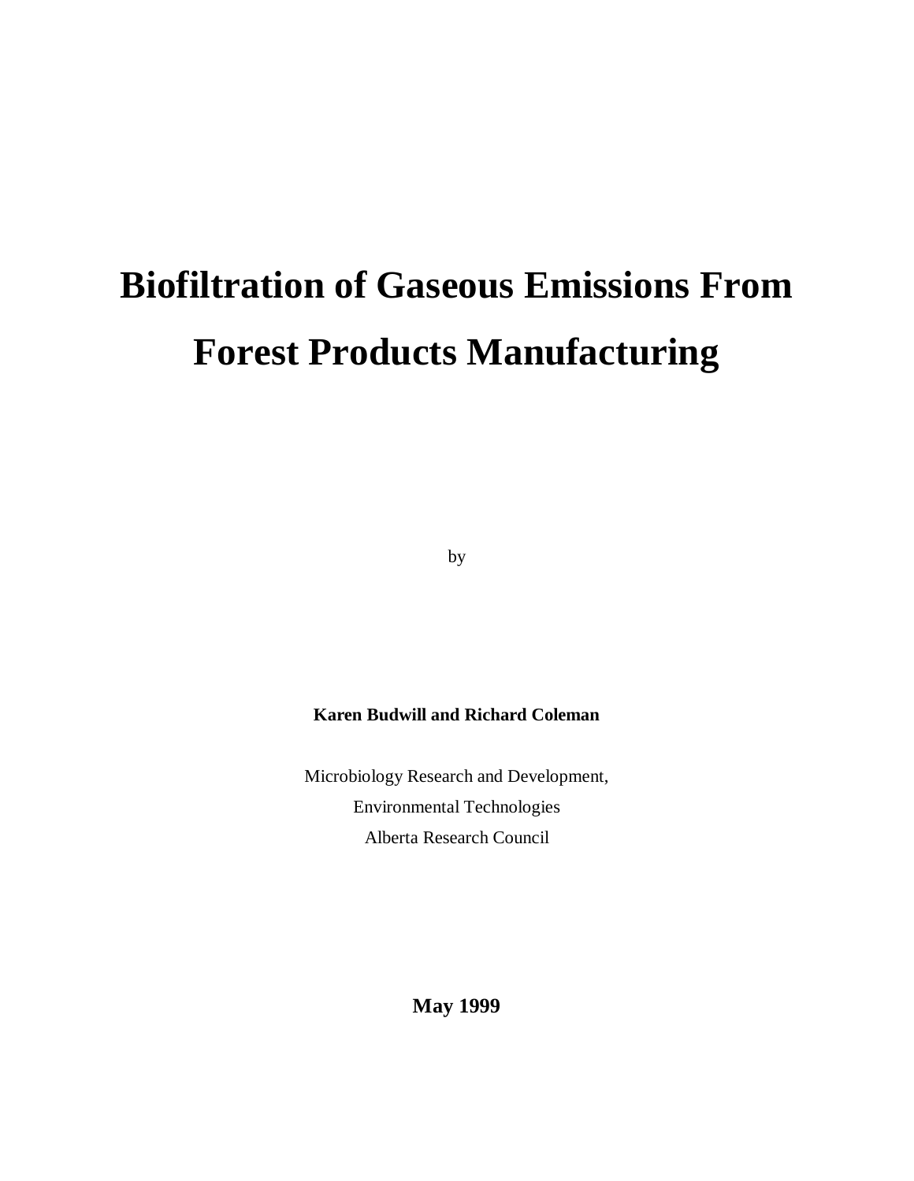# Biofiltration of Gaseous Emissions From Forest Products Manufacturing

by

**Karen Budwill and Richard Coleman**

Microbiology Research and Development,

Environmental Technologies

Alberta Research Council

**May 1999**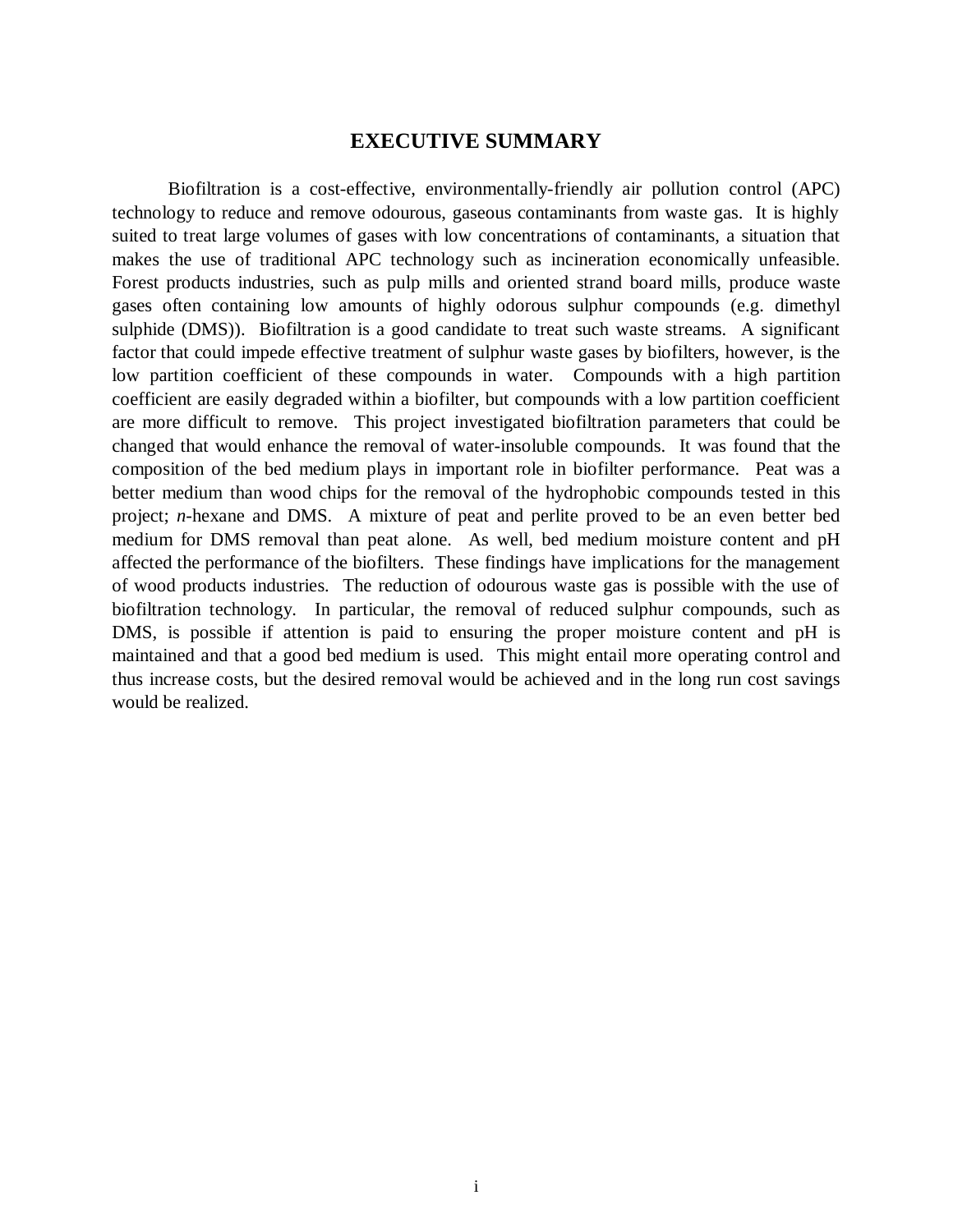# EXECUTIVE SUMMARY

Biofiltration is a cost-effective, environmentally-friendly air pollution control (APC) technology to reduce and remove odourous, gaseous contaminants from waste gas. It is highly suited to treat large volumes of gases with low concentrations of contaminants, a situation that makes the use of traditional APC technology such as incineration economically unfeasible. Forest products industries, such as pulp mills and oriented strand board mills, produce waste gases often containing low amounts of highly odorous sulphur compounds (e.g. dimethyl sulphide (DMS)). Biofiltration is a good candidate to treat such waste streams. A significant factor that could impede effective treatment of sulphur waste gases by biofilters, however, is the low partition coefficient of these compounds in water. Compounds with a high partition coefficient are easily degraded within a biofilter, but compounds with a low partition coefficient are more difficult to remove. This project investigated biofiltration parameters that could be changed that would enhance the removal of water-insoluble compounds. It was found that the composition of the bed medium plays in important role in biofilter performance. Peat was a better medium than wood chips for the removal of the hydrophobic compounds tested in this project; *n*-hexane and DMS. A mixture of peat and perlite proved to be an even better bed medium for DMS removal than peat alone. As well, bed medium moisture content and pH affected the performance of the biofilters. These findings have implications for the management of wood products industries. The reduction of odourous waste gas is possible with the use of biofiltration technology. In particular, the removal of reduced sulphur compounds, such as DMS, is possible if attention is paid to ensuring the proper moisture content and pH is maintained and that a good bed medium is used. This might entail more operating control and thus increase costs, but the desired removal would be achieved and in the long run cost savings would be realized.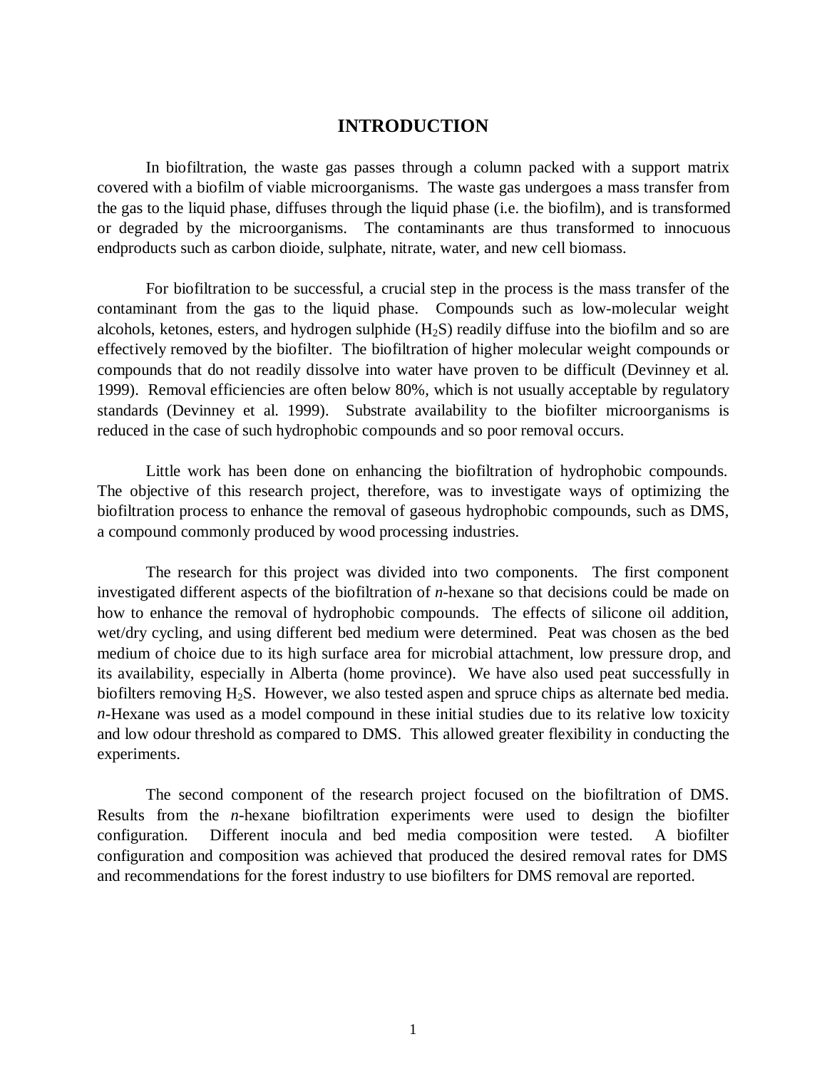# INTRODUCTION

In biofiltration, the waste gas passes through a column packed with a support matrix covered with a biofilm of viable microorganisms. The waste gas undergoes a mass transfer from the gas to the liquid phase, diffuses through the liquid phase (i.e. the biofilm), and is transformed or degraded by the microorganisms. The contaminants are thus transformed to innocuous endproducts such as carbon dioide, sulphate, nitrate, water, and new cell biomass.

For biofiltration to be successful, a crucial step in the process is the mass transfer of the contaminant from the gas to the liquid phase. Compounds such as low-molecular weight alcohols, ketones, esters, and hydrogen sulphide ($H_2S$) readily diffuse into the biofilm and so are effectively removed by the biofilter. The biofiltration of higher molecular weight compounds or compounds that do not readily dissolve into water have proven to be difficult (Devinney et al. 1999). Removal efficiencies are often below 80%, which is not usually acceptable by regulatory standards (Devinney et al. 1999). Substrate availability to the biofilter microorganisms is reduced in the case of such hydrophobic compounds and so poor removal occurs.

Little work has been done on enhancing the biofiltration of hydrophobic compounds. The objective of this research project, therefore, was to investigate ways of optimizing the biofiltration process to enhance the removal of gaseous hydrophobic compounds, such as DMS, a compound commonly produced by wood processing industries.

The research for this project was divided into two components. The first component investigated different aspects of the biofiltration of *n*-hexane so that decisions could be made on how to enhance the removal of hydrophobic compounds. The effects of silicone oil addition, wet/dry cycling, and using different bed medium were determined. Peat was chosen as the bed medium of choice due to its high surface area for microbial attachment, low pressure drop, and its availability, especially in Alberta (home province). We have also used peat successfully in biofilters removing $H_2S$. However, we also tested aspen and spruce chips as alternate bed media. *n*-Hexane was used as a model compound in these initial studies due to its relative low toxicity and low odour threshold as compared to DMS. This allowed greater flexibility in conducting the experiments.

The second component of the research project focused on the biofiltration of DMS. Results from the *n*-hexane biofiltration experiments were used to design the biofilter configuration. Different inocula and bed media composition were tested. A biofilter configuration and composition was achieved that produced the desired removal rates for DMS and recommendations for the forest industry to use biofilters for DMS removal are reported.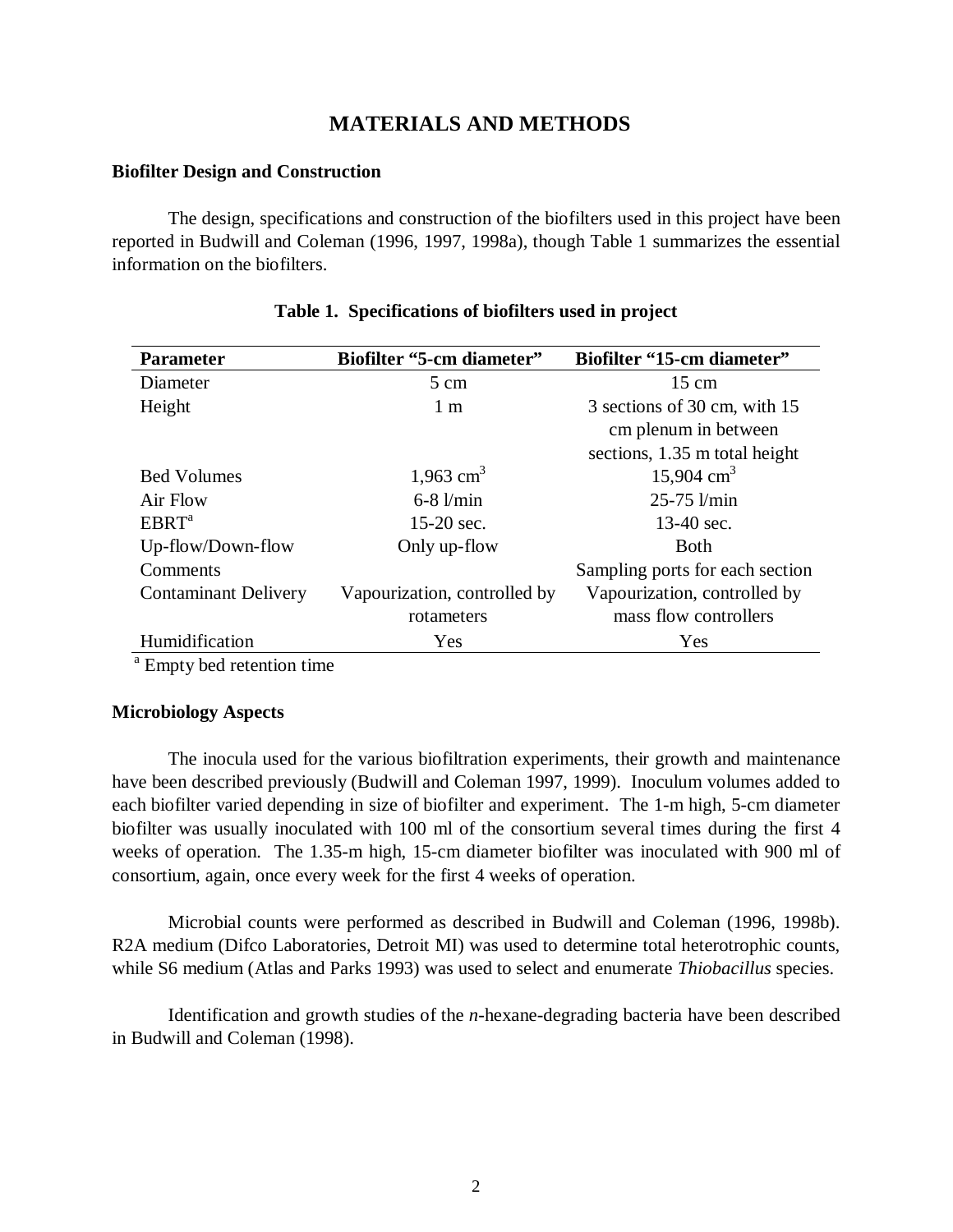# MATERIALS AND METHODS

## Biofilter Design and Construction

The design, specifications and construction of the biofilters used in this project have been reported in Budwill and Coleman (1996, 1997, 1998a), though Table 1 summarizes the essential information on the biofilters.

**Table 1. Specifications of biofilters used in project**

| Parameter | Biofilter "5-cm diameter" | Biofilter "15-cm diameter" |
|---|---|---|
| Diameter | 5 cm | 15 cm |
| Height | 1 m | 3 sections of 30 cm, with 15 cm plenum in between sections, 1.35 m total height |
| Bed Volumes | 1,963 $cm^3$ | 15,904 $cm^3$ |
| Air Flow | 6-8 l/min | 25-75 l/min |
| EBRT[a] | 15-20 sec. | 13-40 sec. |
| Up-flow/Down-flow | Only up-flow | Both |
| Comments | | Sampling ports for each section |
| Contaminant Delivery | Vapourization, controlled by rotameters | Vapourization, controlled by mass flow controllers |
| Humidification | Yes | Yes |

[a] Empty bed retention time

## Microbiology Aspects

The inocula used for the various biofiltration experiments, their growth and maintenance have been described previously (Budwill and Coleman 1997, 1999). Inoculum volumes added to each biofilter varied depending in size of biofilter and experiment. The 1-m high, 5-cm diameter biofilter was usually inoculated with 100 ml of the consortium several times during the first 4 weeks of operation. The 1.35-m high, 15-cm diameter biofilter was inoculated with 900 ml of consortium, again, once every week for the first 4 weeks of operation.

Microbial counts were performed as described in Budwill and Coleman (1996, 1998b). R2A medium (Difco Laboratories, Detroit MI) was used to determine total heterotrophic counts, while S6 medium (Atlas and Parks 1993) was used to select and enumerate *Thiobacillus* species.

Identification and growth studies of the *n*-hexane-degrading bacteria have been described in Budwill and Coleman (1998).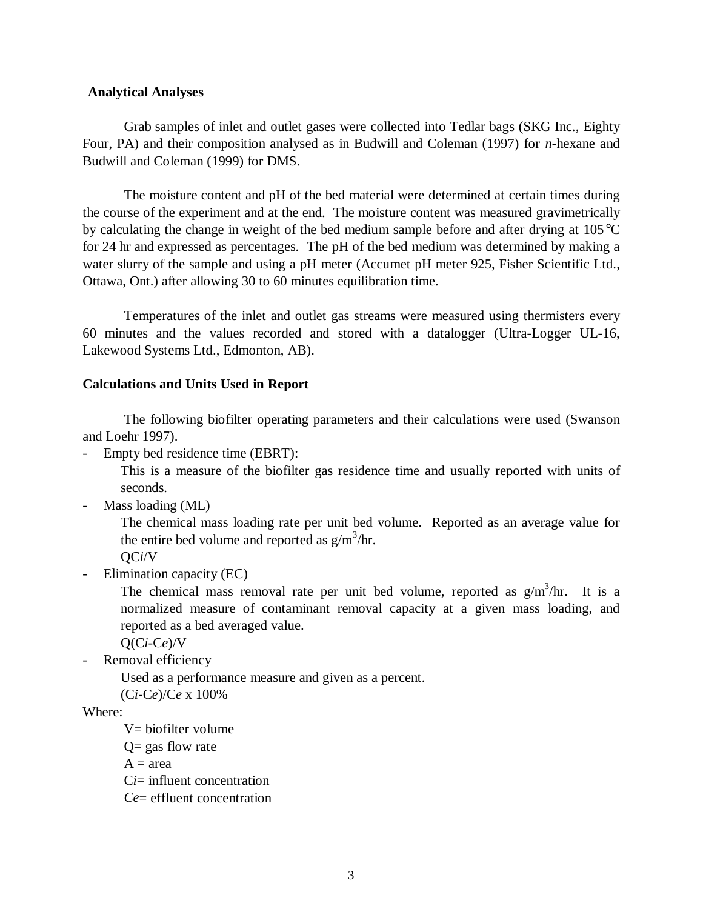**Analytical Analyses**

Grab samples of inlet and outlet gases were collected into Tedlar bags (SKG Inc., Eighty Four, PA) and their composition analysed as in Budwill and Coleman (1997) for *n*-hexane and Budwill and Coleman (1999) for DMS.

The moisture content and pH of the bed material were determined at certain times during the course of the experiment and at the end. The moisture content was measured gravimetrically by calculating the change in weight of the bed medium sample before and after drying at 105°C for 24 hr and expressed as percentages. The pH of the bed medium was determined by making a water slurry of the sample and using a pH meter (Accumet pH meter 925, Fisher Scientific Ltd., Ottawa, Ont.) after allowing 30 to 60 minutes equilibration time.

Temperatures of the inlet and outlet gas streams were measured using thermisters every 60 minutes and the values recorded and stored with a datalogger (Ultra-Logger UL-16, Lakewood Systems Ltd., Edmonton, AB).

**Calculations and Units Used in Report**

The following biofilter operating parameters and their calculations were used (Swanson and Loehr 1997).

- Empty bed residence time (EBRT):

  This is a measure of the biofilter gas residence time and usually reported with units of seconds.

- Mass loading (ML)

  The chemical mass loading rate per unit bed volume. Reported as an average value for the entire bed volume and reported as $g/m^3/hr$.

  $QC_i/V$

- Elimination capacity (EC)

  The chemical mass removal rate per unit bed volume, reported as $g/m^3/hr$. It is a normalized measure of contaminant removal capacity at a given mass loading, and reported as a bed averaged value.

  $Q(C_i-C_e)/V$

- Removal efficiency

  Used as a performance measure and given as a percent.

  $(C_i-C_e)/C_e \times 100\%$

Where:

V= biofilter volume

Q= gas flow rate

A = area

$C_i$= influent concentration

$C_e$= effluent concentration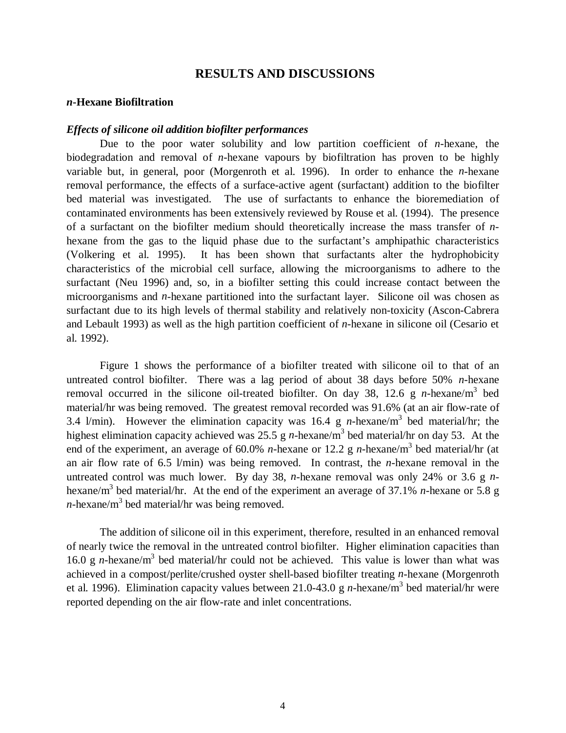## RESULTS AND DISCUSSIONS

### *n*-Hexane Biofiltration

#### *Effects of silicone oil addition biofilter performances*

Due to the poor water solubility and low partition coefficient of *n*-hexane, the biodegradation and removal of *n*-hexane vapours by biofiltration has proven to be highly variable but, in general, poor (Morgenroth et al. 1996). In order to enhance the *n*-hexane removal performance, the effects of a surface-active agent (surfactant) addition to the biofilter bed material was investigated. The use of surfactants to enhance the bioremediation of contaminated environments has been extensively reviewed by Rouse et al. (1994). The presence of a surfactant on the biofilter medium should theoretically increase the mass transfer of *n*-hexane from the gas to the liquid phase due to the surfactant's amphipathic characteristics (Volkering et al. 1995). It has been shown that surfactants alter the hydrophobicity characteristics of the microbial cell surface, allowing the microorganisms to adhere to the surfactant (Neu 1996) and, so, in a biofilter setting this could increase contact between the microorganisms and *n*-hexane partitioned into the surfactant layer. Silicone oil was chosen as surfactant due to its high levels of thermal stability and relatively non-toxicity (Ascon-Cabrera and Lebault 1993) as well as the high partition coefficient of *n*-hexane in silicone oil (Cesario et al. 1992).

Figure 1 shows the performance of a biofilter treated with silicone oil to that of an untreated control biofilter. There was a lag period of about 38 days before 50% *n*-hexane removal occurred in the silicone oil-treated biofilter. On day 38, 12.6 g *n*-hexane/$m^3$ bed material/hr was being removed. The greatest removal recorded was 91.6% (at an air flow-rate of 3.4 l/min). However the elimination capacity was 16.4 g *n*-hexane/$m^3$ bed material/hr; the highest elimination capacity achieved was 25.5 g *n*-hexane/$m^3$ bed material/hr on day 53. At the end of the experiment, an average of 60.0% *n*-hexane or 12.2 g *n*-hexane/$m^3$ bed material/hr (at an air flow rate of 6.5 l/min) was being removed. In contrast, the *n*-hexane removal in the untreated control was much lower. By day 38, *n*-hexane removal was only 24% or 3.6 g *n*-hexane/$m^3$ bed material/hr. At the end of the experiment an average of 37.1% *n*-hexane or 5.8 g *n*-hexane/$m^3$ bed material/hr was being removed.

The addition of silicone oil in this experiment, therefore, resulted in an enhanced removal of nearly twice the removal in the untreated control biofilter. Higher elimination capacities than 16.0 g *n*-hexane/$m^3$ bed material/hr could not be achieved. This value is lower than what was achieved in a compost/perlite/crushed oyster shell-based biofilter treating *n*-hexane (Morgenroth et al. 1996). Elimination capacity values between 21.0-43.0 g *n*-hexane/$m^3$ bed material/hr were reported depending on the air flow-rate and inlet concentrations.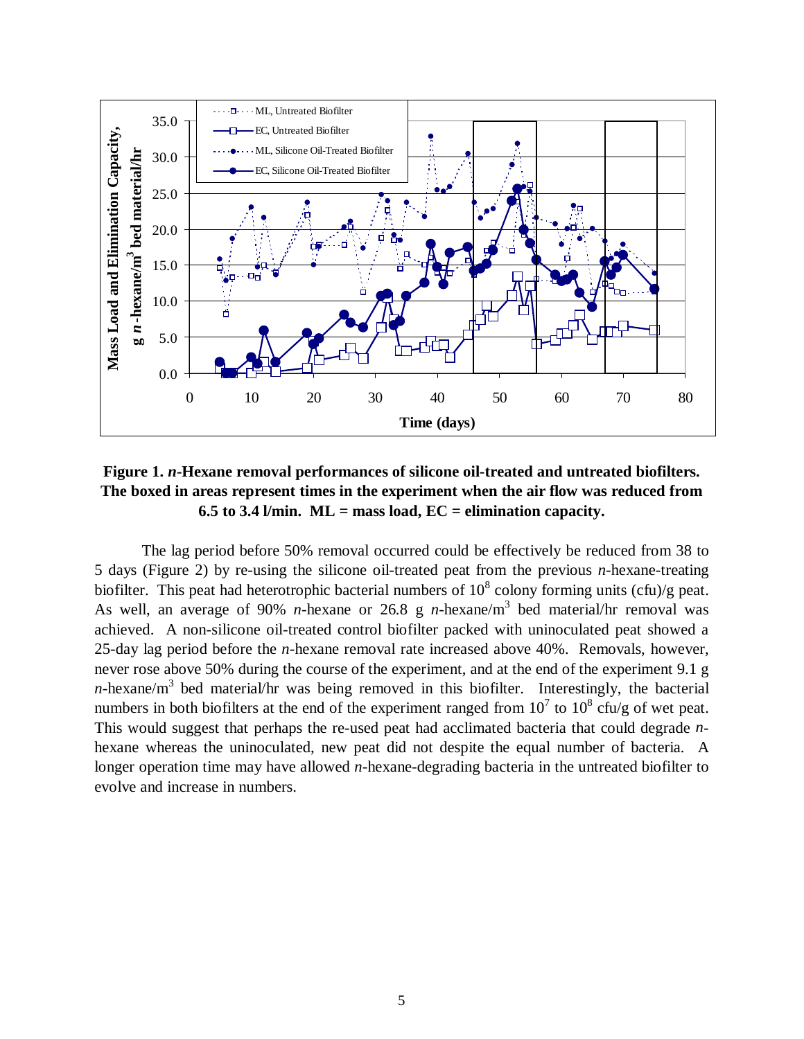**Figure 1. *n*-Hexane removal performances of silicone oil-treated and untreated biofilters. The boxed in areas represent times in the experiment when the air flow was reduced from 6.5 to 3.4 l/min. ML = mass load, EC = elimination capacity.**

The lag period before 50% removal occurred could be effectively be reduced from 38 to 5 days (Figure 2) by re-using the silicone oil-treated peat from the previous *n*-hexane-treating biofilter. This peat had heterotrophic bacterial numbers of $10^8$ colony forming units (cfu)/g peat. As well, an average of 90% *n*-hexane or 26.8 g *n*-hexane/$m^3$ bed material/hr removal was achieved. A non-silicone oil-treated control biofilter packed with uninoculated peat showed a 25-day lag period before the *n*-hexane removal rate increased above 40%. Removals, however, never rose above 50% during the course of the experiment, and at the end of the experiment 9.1 g *n*-hexane/$m^3$ bed material/hr was being removed in this biofilter. Interestingly, the bacterial numbers in both biofilters at the end of the experiment ranged from $10^7$ to $10^8$ cfu/g of wet peat. This would suggest that perhaps the re-used peat had acclimated bacteria that could degrade *n*-hexane whereas the uninoculated, new peat did not despite the equal number of bacteria. A longer operation time may have allowed *n*-hexane-degrading bacteria in the untreated biofilter to evolve and increase in numbers.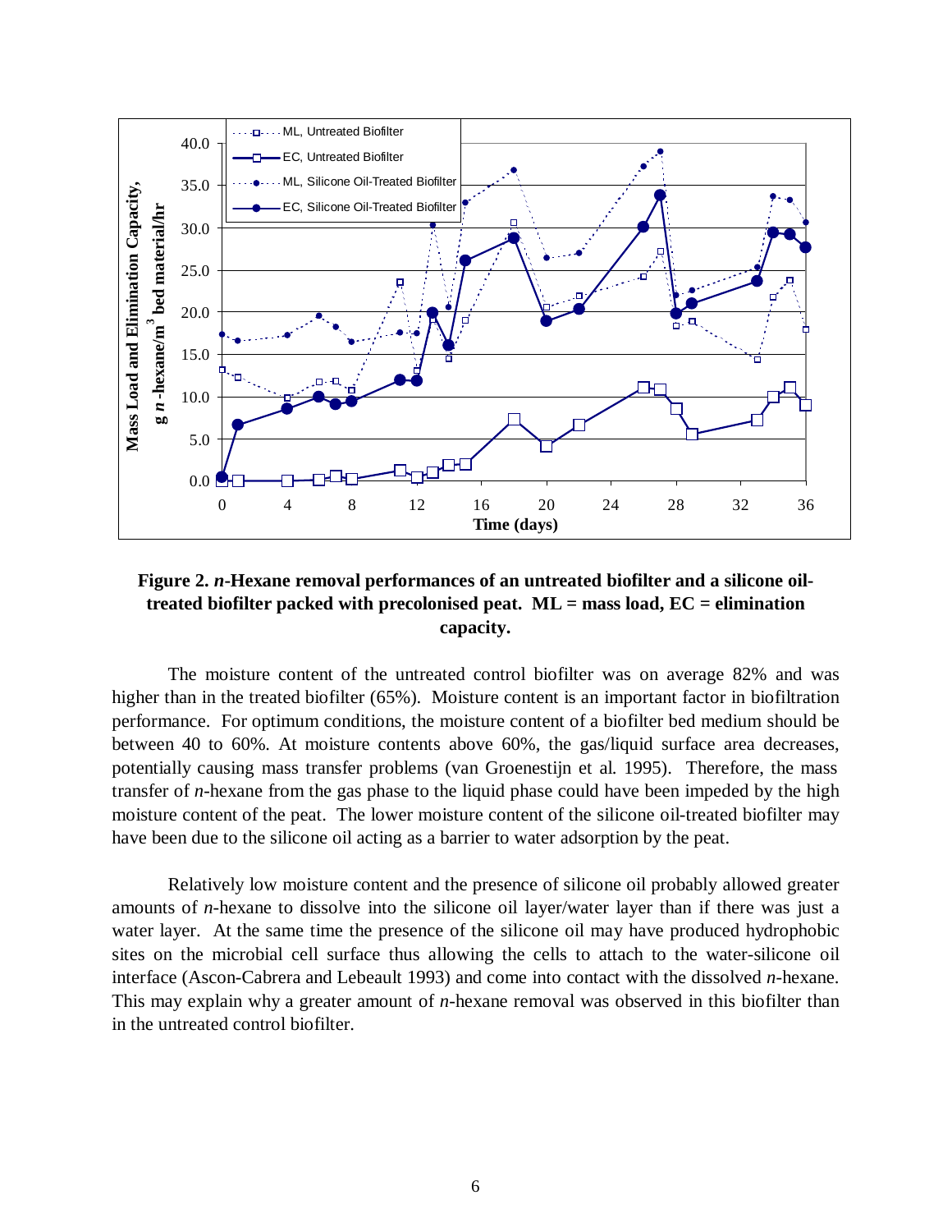**Figure 2.** ***n*-Hexane removal performances of an untreated biofilter and a silicone oil-treated biofilter packed with precolonised peat. ML = mass load, EC = elimination capacity.**

The moisture content of the untreated control biofilter was on average 82% and was higher than in the treated biofilter (65%). Moisture content is an important factor in biofiltration performance. For optimum conditions, the moisture content of a biofilter bed medium should be between 40 to 60%. At moisture contents above 60%, the gas/liquid surface area decreases, potentially causing mass transfer problems (van Groenestijn et al. 1995). Therefore, the mass transfer of *n*-hexane from the gas phase to the liquid phase could have been impeded by the high moisture content of the peat. The lower moisture content of the silicone oil-treated biofilter may have been due to the silicone oil acting as a barrier to water adsorption by the peat.

Relatively low moisture content and the presence of silicone oil probably allowed greater amounts of *n*-hexane to dissolve into the silicone oil layer/water layer than if there was just a water layer. At the same time the presence of the silicone oil may have produced hydrophobic sites on the microbial cell surface thus allowing the cells to attach to the water-silicone oil interface (Ascon-Cabrera and Lebeault 1993) and come into contact with the dissolved *n*-hexane. This may explain why a greater amount of *n*-hexane removal was observed in this biofilter than in the untreated control biofilter.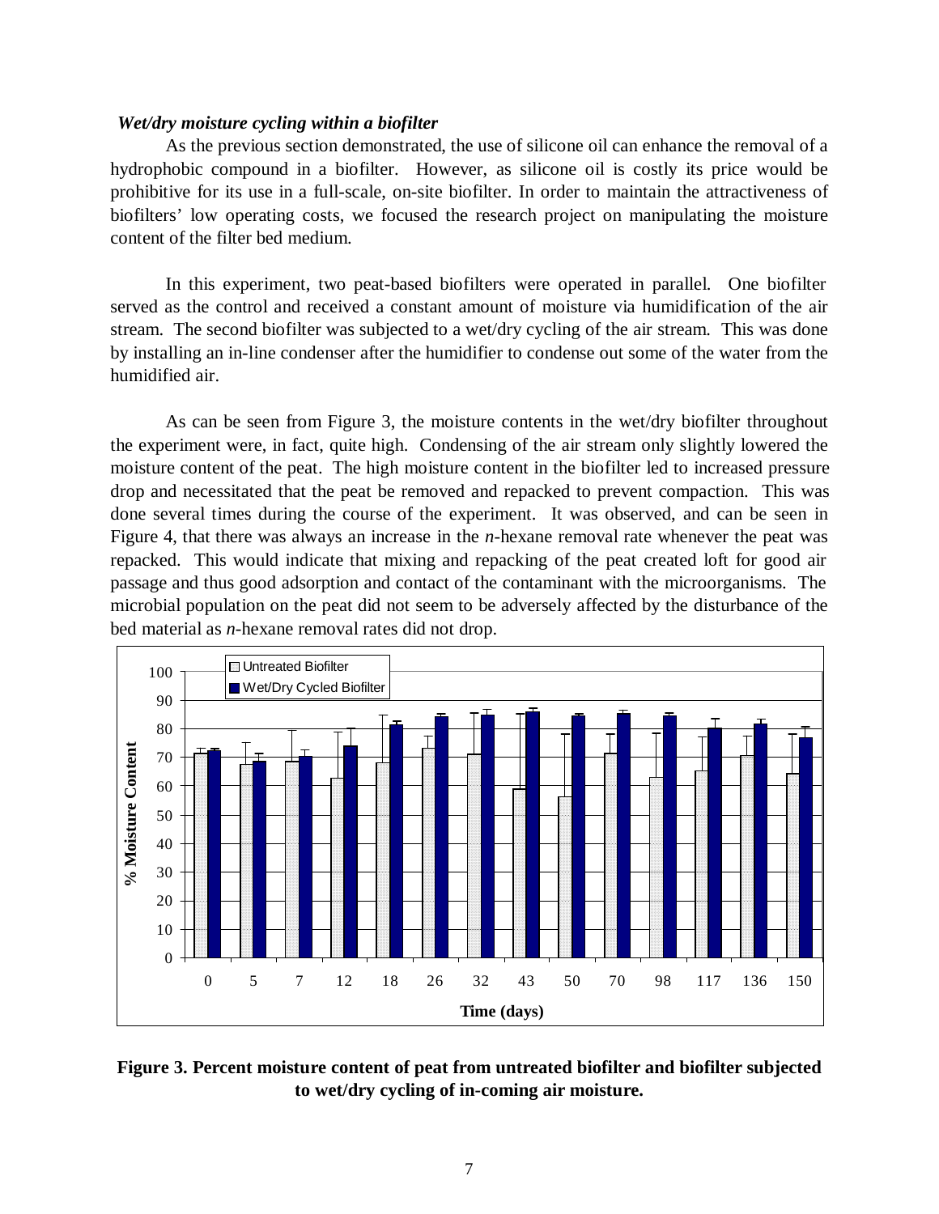### *Wet/dry moisture cycling within a biofilter*

As the previous section demonstrated, the use of silicone oil can enhance the removal of a hydrophobic compound in a biofilter. However, as silicone oil is costly its price would be prohibitive for its use in a full-scale, on-site biofilter. In order to maintain the attractiveness of biofilters' low operating costs, we focused the research project on manipulating the moisture content of the filter bed medium.

In this experiment, two peat-based biofilters were operated in parallel. One biofilter served as the control and received a constant amount of moisture via humidification of the air stream. The second biofilter was subjected to a wet/dry cycling of the air stream. This was done by installing an in-line condenser after the humidifier to condense out some of the water from the humidified air.

As can be seen from Figure 3, the moisture contents in the wet/dry biofilter throughout the experiment were, in fact, quite high. Condensing of the air stream only slightly lowered the moisture content of the peat. The high moisture content in the biofilter led to increased pressure drop and necessitated that the peat be removed and repacked to prevent compaction. This was done several times during the course of the experiment. It was observed, and can be seen in Figure 4, that there was always an increase in the *n*-hexane removal rate whenever the peat was repacked. This would indicate that mixing and repacking of the peat created loft for good air passage and thus good adsorption and contact of the contaminant with the microorganisms. The microbial population on the peat did not seem to be adversely affected by the disturbance of the bed material as *n*-hexane removal rates did not drop.

**Figure 3. Percent moisture content of peat from untreated biofilter and biofilter subjected to wet/dry cycling of in-coming air moisture.**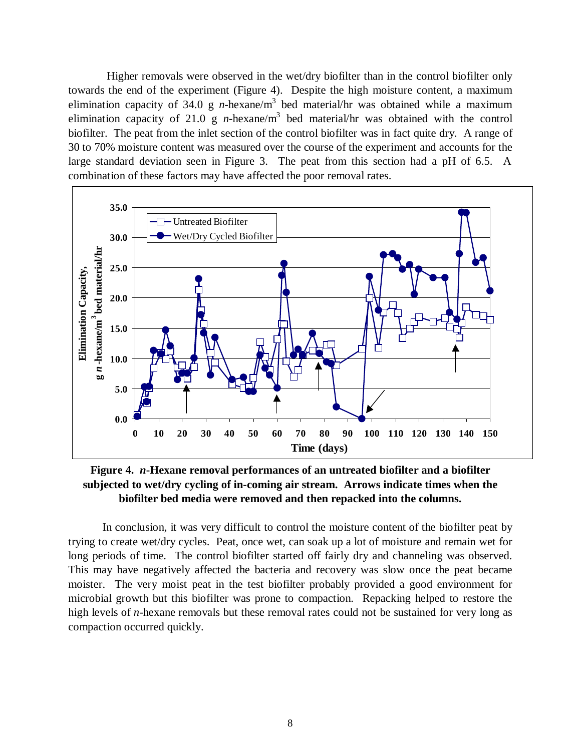Higher removals were observed in the wet/dry biofilter than in the control biofilter only towards the end of the experiment (Figure 4). Despite the high moisture content, a maximum elimination capacity of 34.0 g *n*-hexane/$m^3$ bed material/hr was obtained while a maximum elimination capacity of 21.0 g *n*-hexane/$m^3$ bed material/hr was obtained with the control biofilter. The peat from the inlet section of the control biofilter was in fact quite dry. A range of 30 to 70% moisture content was measured over the course of the experiment and accounts for the large standard deviation seen in Figure 3. The peat from this section had a pH of 6.5. A combination of these factors may have affected the poor removal rates.

**Figure 4. *n*-Hexane removal performances of an untreated biofilter and a biofilter subjected to wet/dry cycling of in-coming air stream. Arrows indicate times when the biofilter bed media were removed and then repacked into the columns.**

In conclusion, it was very difficult to control the moisture content of the biofilter peat by trying to create wet/dry cycles. Peat, once wet, can soak up a lot of moisture and remain wet for long periods of time. The control biofilter started off fairly dry and channeling was observed. This may have negatively affected the bacteria and recovery was slow once the peat became moister. The very moist peat in the test biofilter probably provided a good environment for microbial growth but this biofilter was prone to compaction. Repacking helped to restore the high levels of *n*-hexane removals but these removal rates could not be sustained for very long as compaction occurred quickly.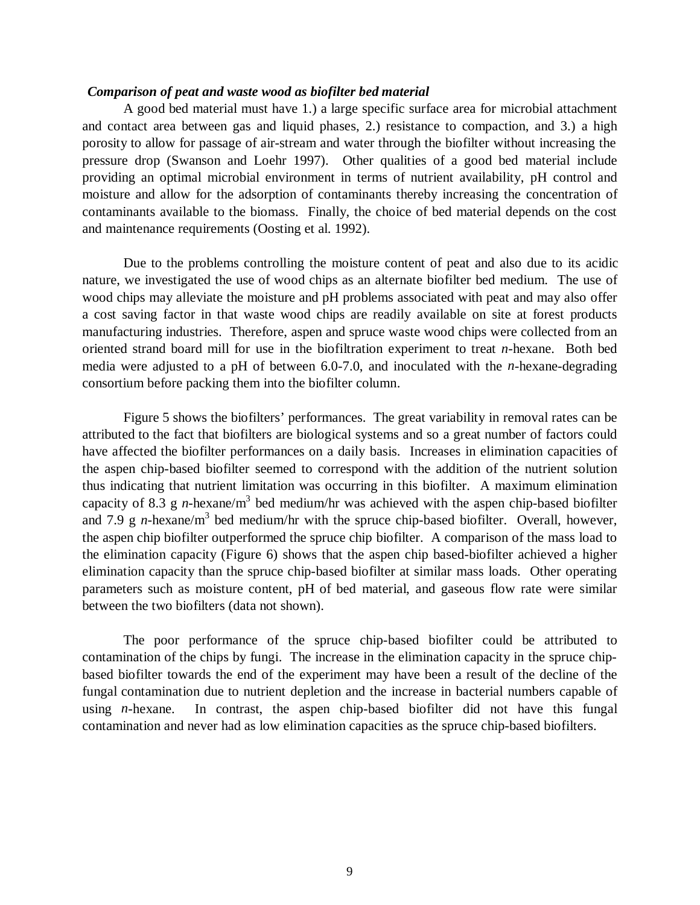***Comparison of peat and waste wood as biofilter bed material***

A good bed material must have 1.) a large specific surface area for microbial attachment and contact area between gas and liquid phases, 2.) resistance to compaction, and 3.) a high porosity to allow for passage of air-stream and water through the biofilter without increasing the pressure drop (Swanson and Loehr 1997). Other qualities of a good bed material include providing an optimal microbial environment in terms of nutrient availability, pH control and moisture and allow for the adsorption of contaminants thereby increasing the concentration of contaminants available to the biomass. Finally, the choice of bed material depends on the cost and maintenance requirements (Oosting et al. 1992).

Due to the problems controlling the moisture content of peat and also due to its acidic nature, we investigated the use of wood chips as an alternate biofilter bed medium. The use of wood chips may alleviate the moisture and pH problems associated with peat and may also offer a cost saving factor in that waste wood chips are readily available on site at forest products manufacturing industries. Therefore, aspen and spruce waste wood chips were collected from an oriented strand board mill for use in the biofiltration experiment to treat *n*-hexane. Both bed media were adjusted to a pH of between 6.0-7.0, and inoculated with the *n*-hexane-degrading consortium before packing them into the biofilter column.

Figure 5 shows the biofilters' performances. The great variability in removal rates can be attributed to the fact that biofilters are biological systems and so a great number of factors could have affected the biofilter performances on a daily basis. Increases in elimination capacities of the aspen chip-based biofilter seemed to correspond with the addition of the nutrient solution thus indicating that nutrient limitation was occurring in this biofilter. A maximum elimination capacity of 8.3 g *n*-hexane/$m^3$ bed medium/hr was achieved with the aspen chip-based biofilter and 7.9 g *n*-hexane/$m^3$ bed medium/hr with the spruce chip-based biofilter. Overall, however, the aspen chip biofilter outperformed the spruce chip biofilter. A comparison of the mass load to the elimination capacity (Figure 6) shows that the aspen chip based-biofilter achieved a higher elimination capacity than the spruce chip-based biofilter at similar mass loads. Other operating parameters such as moisture content, pH of bed material, and gaseous flow rate were similar between the two biofilters (data not shown).

The poor performance of the spruce chip-based biofilter could be attributed to contamination of the chips by fungi. The increase in the elimination capacity in the spruce chip-based biofilter towards the end of the experiment may have been a result of the decline of the fungal contamination due to nutrient depletion and the increase in bacterial numbers capable of using *n*-hexane. In contrast, the aspen chip-based biofilter did not have this fungal contamination and never had as low elimination capacities as the spruce chip-based biofilters.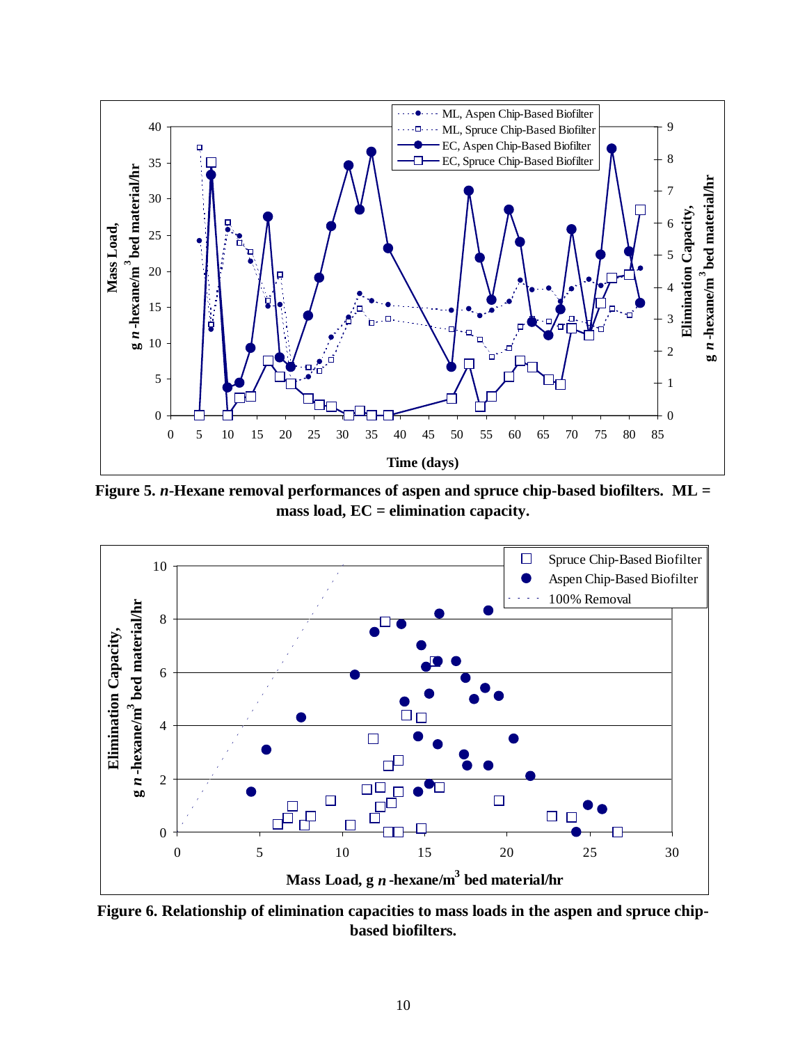**Figure 5. *n*-Hexane removal performances of aspen and spruce chip-based biofilters. ML = mass load, EC = elimination capacity.**

**Figure 6. Relationship of elimination capacities to mass loads in the aspen and spruce chip-based biofilters.**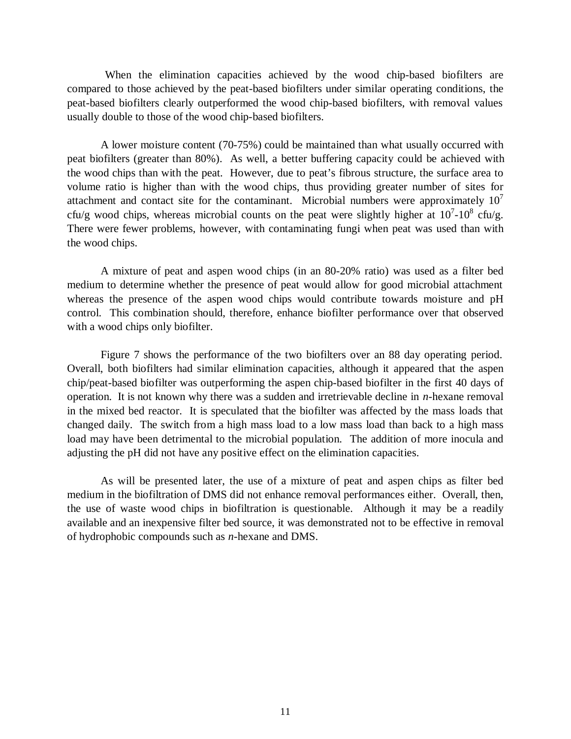When the elimination capacities achieved by the wood chip-based biofilters are compared to those achieved by the peat-based biofilters under similar operating conditions, the peat-based biofilters clearly outperformed the wood chip-based biofilters, with removal values usually double to those of the wood chip-based biofilters.

A lower moisture content (70-75%) could be maintained than what usually occurred with peat biofilters (greater than 80%). As well, a better buffering capacity could be achieved with the wood chips than with the peat. However, due to peat's fibrous structure, the surface area to volume ratio is higher than with the wood chips, thus providing greater number of sites for attachment and contact site for the contaminant. Microbial numbers were approximately $10^7$ cfu/g wood chips, whereas microbial counts on the peat were slightly higher at $10^7$-$10^8$ cfu/g. There were fewer problems, however, with contaminating fungi when peat was used than with the wood chips.

A mixture of peat and aspen wood chips (in an 80-20% ratio) was used as a filter bed medium to determine whether the presence of peat would allow for good microbial attachment whereas the presence of the aspen wood chips would contribute towards moisture and pH control. This combination should, therefore, enhance biofilter performance over that observed with a wood chips only biofilter.

Figure 7 shows the performance of the two biofilters over an 88 day operating period. Overall, both biofilters had similar elimination capacities, although it appeared that the aspen chip/peat-based biofilter was outperforming the aspen chip-based biofilter in the first 40 days of operation. It is not known why there was a sudden and irretrievable decline in *n*-hexane removal in the mixed bed reactor. It is speculated that the biofilter was affected by the mass loads that changed daily. The switch from a high mass load to a low mass load than back to a high mass load may have been detrimental to the microbial population. The addition of more inocula and adjusting the pH did not have any positive effect on the elimination capacities.

As will be presented later, the use of a mixture of peat and aspen chips as filter bed medium in the biofiltration of DMS did not enhance removal performances either. Overall, then, the use of waste wood chips in biofiltration is questionable. Although it may be a readily available and an inexpensive filter bed source, it was demonstrated not to be effective in removal of hydrophobic compounds such as *n*-hexane and DMS.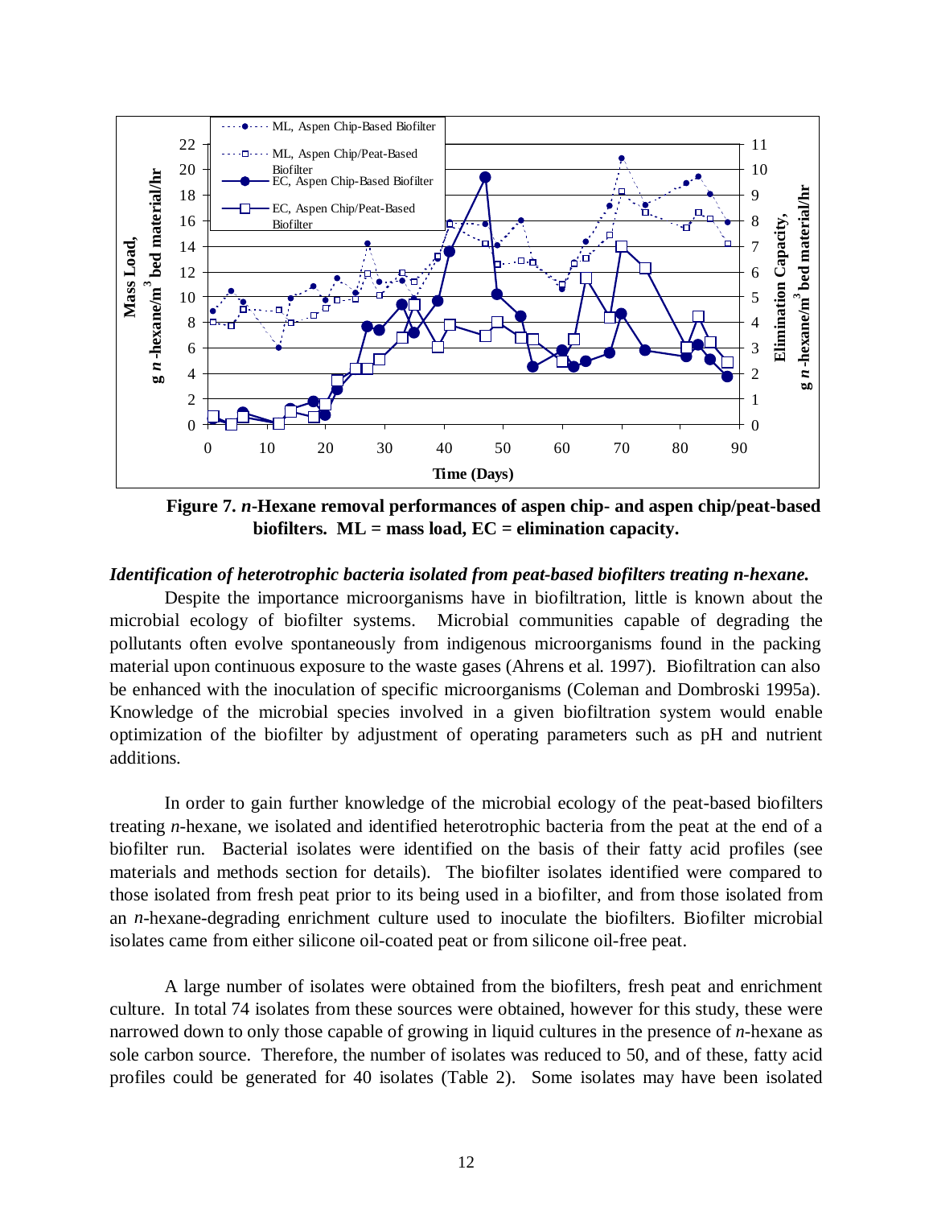**Figure 7. *n*-Hexane removal performances of aspen chip- and aspen chip/peat-based biofilters. ML = mass load, EC = elimination capacity.**

***Identification of heterotrophic bacteria isolated from peat-based biofilters treating n-hexane.***

Despite the importance microorganisms have in biofiltration, little is known about the microbial ecology of biofilter systems. Microbial communities capable of degrading the pollutants often evolve spontaneously from indigenous microorganisms found in the packing material upon continuous exposure to the waste gases (Ahrens et al. 1997). Biofiltration can also be enhanced with the inoculation of specific microorganisms (Coleman and Dombroski 1995a). Knowledge of the microbial species involved in a given biofiltration system would enable optimization of the biofilter by adjustment of operating parameters such as pH and nutrient additions.

In order to gain further knowledge of the microbial ecology of the peat-based biofilters treating *n*-hexane, we isolated and identified heterotrophic bacteria from the peat at the end of a biofilter run. Bacterial isolates were identified on the basis of their fatty acid profiles (see materials and methods section for details). The biofilter isolates identified were compared to those isolated from fresh peat prior to its being used in a biofilter, and from those isolated from an *n*-hexane-degrading enrichment culture used to inoculate the biofilters. Biofilter microbial isolates came from either silicone oil-coated peat or from silicone oil-free peat.

A large number of isolates were obtained from the biofilters, fresh peat and enrichment culture. In total 74 isolates from these sources were obtained, however for this study, these were narrowed down to only those capable of growing in liquid cultures in the presence of *n*-hexane as sole carbon source. Therefore, the number of isolates was reduced to 50, and of these, fatty acid profiles could be generated for 40 isolates (Table 2). Some isolates may have been isolated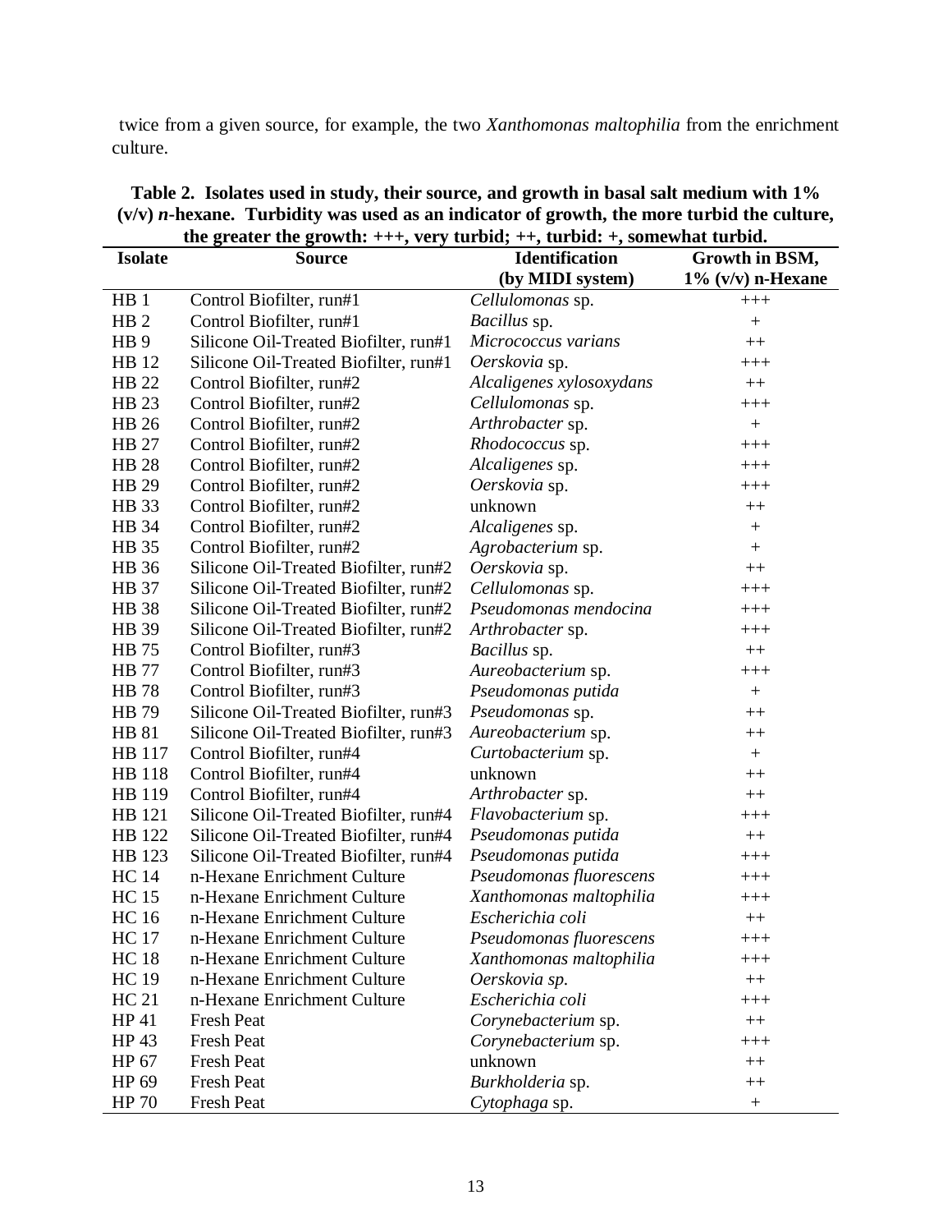twice from a given source, for example, the two *Xanthomonas maltophilia* from the enrichment culture.

**Table 2. Isolates used in study, their source, and growth in basal salt medium with 1% (v/v) *n*-hexane. Turbidity was used as an indicator of growth, the more turbid the culture, the greater the growth: +++, very turbid; ++, turbid: +, somewhat turbid.**

| Isolate | Source | Identification (by MIDI system) | Growth in BSM, 1% (v/v) n-Hexane |
|---|---|---|---|
| HB 1 | Control Biofilter, run#1 | *Cellulomonas* sp. | +++ |
| HB 2 | Control Biofilter, run#1 | *Bacillus* sp. | + |
| HB 9 | Silicone Oil-Treated Biofilter, run#1 | *Micrococcus varians* | ++ |
| HB 12 | Silicone Oil-Treated Biofilter, run#1 | *Oerskovia* sp. | +++ |
| HB 22 | Control Biofilter, run#2 | *Alcaligenes xylosoxydans* | ++ |
| HB 23 | Control Biofilter, run#2 | *Cellulomonas* sp. | +++ |
| HB 26 | Control Biofilter, run#2 | *Arthrobacter* sp. | + |
| HB 27 | Control Biofilter, run#2 | *Rhodococcus* sp. | +++ |
| HB 28 | Control Biofilter, run#2 | *Alcaligenes* sp. | +++ |
| HB 29 | Control Biofilter, run#2 | *Oerskovia* sp. | +++ |
| HB 33 | Control Biofilter, run#2 | unknown | ++ |
| HB 34 | Control Biofilter, run#2 | *Alcaligenes* sp. | + |
| HB 35 | Control Biofilter, run#2 | *Agrobacterium* sp. | + |
| HB 36 | Silicone Oil-Treated Biofilter, run#2 | *Oerskovia* sp. | ++ |
| HB 37 | Silicone Oil-Treated Biofilter, run#2 | *Cellulomonas* sp. | +++ |
| HB 38 | Silicone Oil-Treated Biofilter, run#2 | *Pseudomonas mendocina* | +++ |
| HB 39 | Silicone Oil-Treated Biofilter, run#2 | *Arthrobacter* sp. | +++ |
| HB 75 | Control Biofilter, run#3 | *Bacillus* sp. | ++ |
| HB 77 | Control Biofilter, run#3 | *Aureobacterium* sp. | +++ |
| HB 78 | Control Biofilter, run#3 | *Pseudomonas putida* | + |
| HB 79 | Silicone Oil-Treated Biofilter, run#3 | *Pseudomonas* sp. | ++ |
| HB 81 | Silicone Oil-Treated Biofilter, run#3 | *Aureobacterium* sp. | ++ |
| HB 117 | Control Biofilter, run#4 | *Curtobacterium* sp. | + |
| HB 118 | Control Biofilter, run#4 | unknown | ++ |
| HB 119 | Control Biofilter, run#4 | *Arthrobacter* sp. | ++ |
| HB 121 | Silicone Oil-Treated Biofilter, run#4 | *Flavobacterium* sp. | +++ |
| HB 122 | Silicone Oil-Treated Biofilter, run#4 | *Pseudomonas putida* | ++ |
| HB 123 | Silicone Oil-Treated Biofilter, run#4 | *Pseudomonas putida* | +++ |
| HC 14 | n-Hexane Enrichment Culture | *Pseudomonas fluorescens* | +++ |
| HC 15 | n-Hexane Enrichment Culture | *Xanthomonas maltophilia* | +++ |
| HC 16 | n-Hexane Enrichment Culture | *Escherichia coli* | ++ |
| HC 17 | n-Hexane Enrichment Culture | *Pseudomonas fluorescens* | +++ |
| HC 18 | n-Hexane Enrichment Culture | *Xanthomonas maltophilia* | +++ |
| HC 19 | n-Hexane Enrichment Culture | *Oerskovia sp.* | ++ |
| HC 21 | n-Hexane Enrichment Culture | *Escherichia coli* | +++ |
| HP 41 | Fresh Peat | *Corynebacterium* sp. | ++ |
| HP 43 | Fresh Peat | *Corynebacterium* sp. | +++ |
| HP 67 | Fresh Peat | unknown | ++ |
| HP 69 | Fresh Peat | *Burkholderia* sp. | ++ |
| HP 70 | Fresh Peat | *Cytophaga* sp. | + |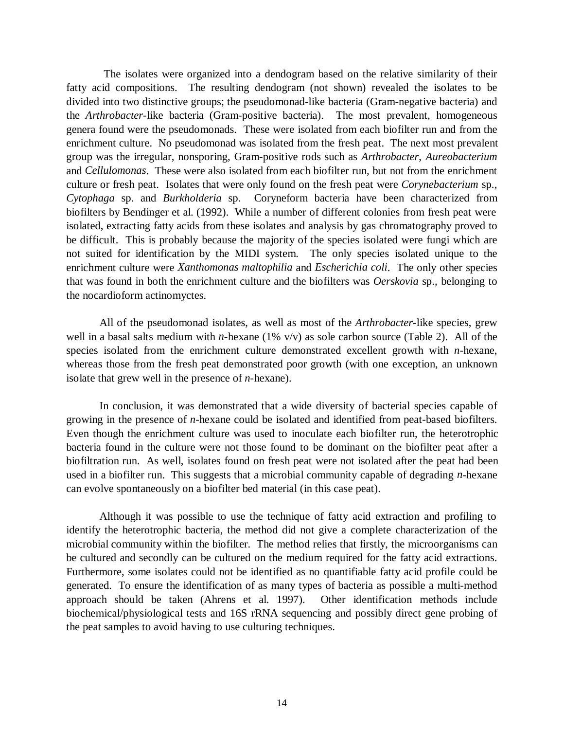The isolates were organized into a dendogram based on the relative similarity of their fatty acid compositions. The resulting dendogram (not shown) revealed the isolates to be divided into two distinctive groups; the pseudomonad-like bacteria (Gram-negative bacteria) and the *Arthrobacter*-like bacteria (Gram-positive bacteria). The most prevalent, homogeneous genera found were the pseudomonads. These were isolated from each biofilter run and from the enrichment culture. No pseudomonad was isolated from the fresh peat. The next most prevalent group was the irregular, nonsporing, Gram-positive rods such as *Arthrobacter*, *Aureobacterium* and *Cellulomonas*. These were also isolated from each biofilter run, but not from the enrichment culture or fresh peat. Isolates that were only found on the fresh peat were *Corynebacterium* sp., *Cytophaga* sp. and *Burkholderia* sp. Coryneform bacteria have been characterized from biofilters by Bendinger et al. (1992). While a number of different colonies from fresh peat were isolated, extracting fatty acids from these isolates and analysis by gas chromatography proved to be difficult. This is probably because the majority of the species isolated were fungi which are not suited for identification by the MIDI system. The only species isolated unique to the enrichment culture were *Xanthomonas maltophilia* and *Escherichia coli*. The only other species that was found in both the enrichment culture and the biofilters was *Oerskovia* sp., belonging to the nocardioform actinomyctes.

All of the pseudomonad isolates, as well as most of the *Arthrobacter*-like species, grew well in a basal salts medium with *n*-hexane (1% v/v) as sole carbon source (Table 2). All of the species isolated from the enrichment culture demonstrated excellent growth with *n*-hexane, whereas those from the fresh peat demonstrated poor growth (with one exception, an unknown isolate that grew well in the presence of *n*-hexane).

In conclusion, it was demonstrated that a wide diversity of bacterial species capable of growing in the presence of *n*-hexane could be isolated and identified from peat-based biofilters. Even though the enrichment culture was used to inoculate each biofilter run, the heterotrophic bacteria found in the culture were not those found to be dominant on the biofilter peat after a biofiltration run. As well, isolates found on fresh peat were not isolated after the peat had been used in a biofilter run. This suggests that a microbial community capable of degrading *n*-hexane can evolve spontaneously on a biofilter bed material (in this case peat).

Although it was possible to use the technique of fatty acid extraction and profiling to identify the heterotrophic bacteria, the method did not give a complete characterization of the microbial community within the biofilter. The method relies that firstly, the microorganisms can be cultured and secondly can be cultured on the medium required for the fatty acid extractions. Furthermore, some isolates could not be identified as no quantifiable fatty acid profile could be generated. To ensure the identification of as many types of bacteria as possible a multi-method approach should be taken (Ahrens et al. 1997). Other identification methods include biochemical/physiological tests and 16S rRNA sequencing and possibly direct gene probing of the peat samples to avoid having to use culturing techniques.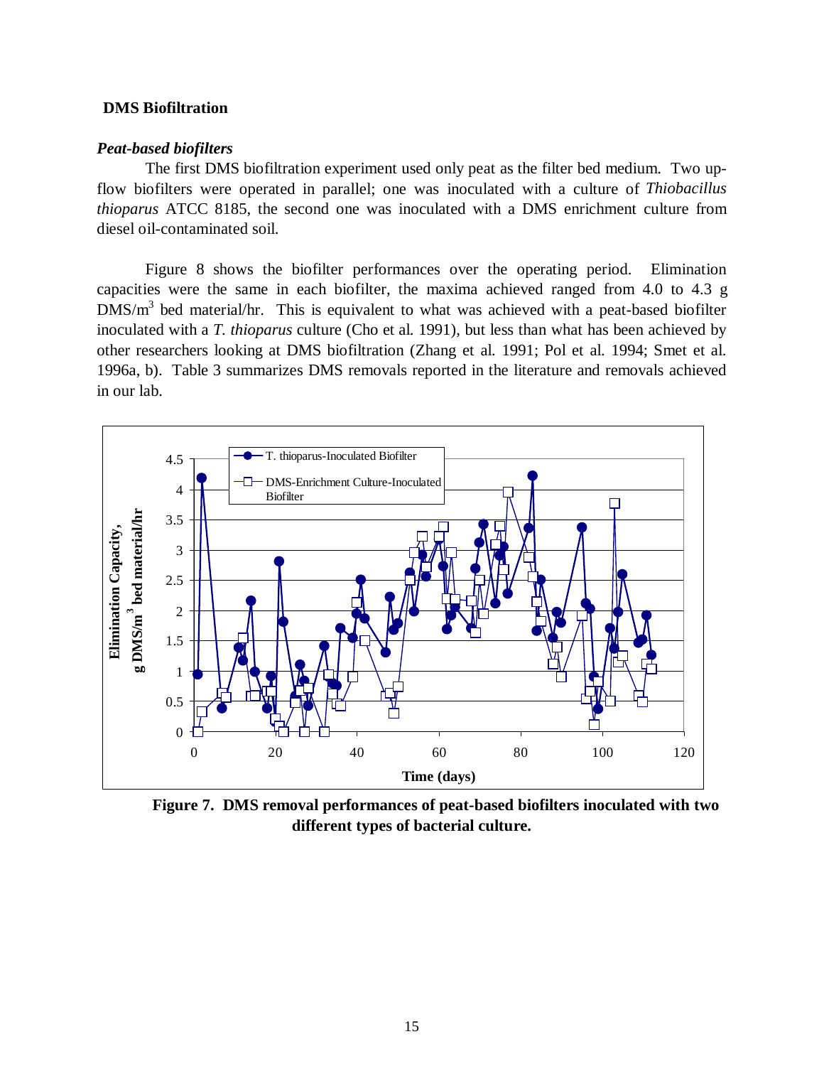**DMS Biofiltration**

***Peat-based biofilters***

The first DMS biofiltration experiment used only peat as the filter bed medium. Two up-flow biofilters were operated in parallel; one was inoculated with a culture of *Thiobacillus thioparus* ATCC 8185, the second one was inoculated with a DMS enrichment culture from diesel oil-contaminated soil.

Figure 8 shows the biofilter performances over the operating period. Elimination capacities were the same in each biofilter, the maxima achieved ranged from 4.0 to 4.3 g DMS/$m^3$ bed material/hr. This is equivalent to what was achieved with a peat-based biofilter inoculated with a *T. thioparus* culture (Cho et al. 1991), but less than what has been achieved by other researchers looking at DMS biofiltration (Zhang et al. 1991; Pol et al. 1994; Smet et al. 1996a, b). Table 3 summarizes DMS removals reported in the literature and removals achieved in our lab.

**Figure 7. DMS removal performances of peat-based biofilters inoculated with two different types of bacterial culture.**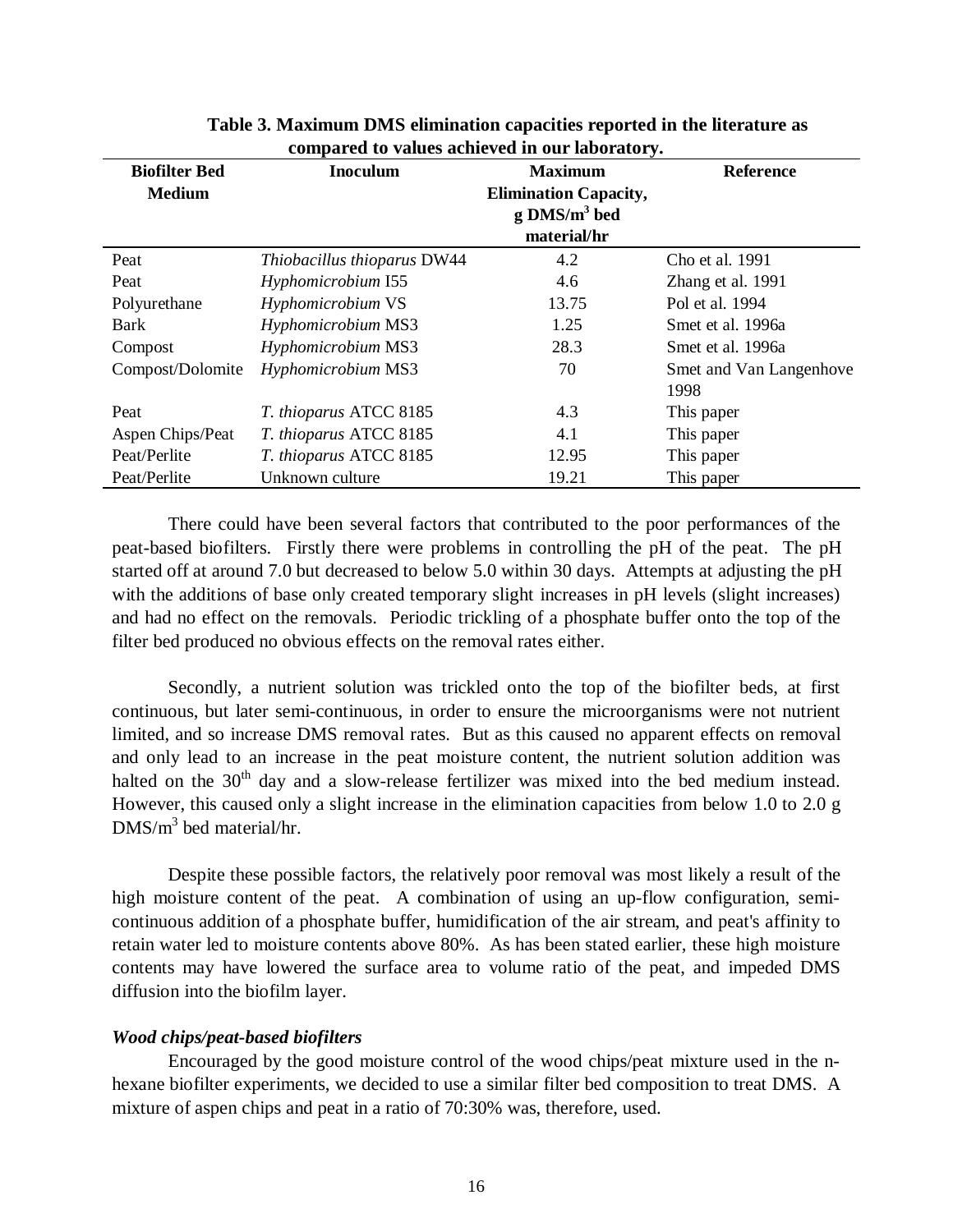**Table 3. Maximum DMS elimination capacities reported in the literature as compared to values achieved in our laboratory.**

| Biofilter Bed Medium | Inoculum | Maximum Elimination Capacity, g DMS/m$^3$ bed material/hr | Reference |
|---|---|---|---|
| Peat | *Thiobacillus thioparus* DW44 | 4.2 | Cho et al. 1991 |
| Peat | *Hyphomicrobium* I55 | 4.6 | Zhang et al. 1991 |
| Polyurethane | *Hyphomicrobium* VS | 13.75 | Pol et al. 1994 |
| Bark | *Hyphomicrobium* MS3 | 1.25 | Smet et al. 1996a |
| Compost | *Hyphomicrobium* MS3 | 28.3 | Smet et al. 1996a |
| Compost/Dolomite | *Hyphomicrobium* MS3 | 70 | Smet and Van Langenhove 1998 |
| Peat | *T. thioparus* ATCC 8185 | 4.3 | This paper |
| Aspen Chips/Peat | *T. thioparus* ATCC 8185 | 4.1 | This paper |
| Peat/Perlite | *T. thioparus* ATCC 8185 | 12.95 | This paper |
| Peat/Perlite | Unknown culture | 19.21 | This paper |

There could have been several factors that contributed to the poor performances of the peat-based biofilters. Firstly there were problems in controlling the pH of the peat. The pH started off at around 7.0 but decreased to below 5.0 within 30 days. Attempts at adjusting the pH with the additions of base only created temporary slight increases in pH levels (slight increases) and had no effect on the removals. Periodic trickling of a phosphate buffer onto the top of the filter bed produced no obvious effects on the removal rates either.

Secondly, a nutrient solution was trickled onto the top of the biofilter beds, at first continuous, but later semi-continuous, in order to ensure the microorganisms were not nutrient limited, and so increase DMS removal rates. But as this caused no apparent effects on removal and only lead to an increase in the peat moisture content, the nutrient solution addition was halted on the 30$^{th}$ day and a slow-release fertilizer was mixed into the bed medium instead. However, this caused only a slight increase in the elimination capacities from below 1.0 to 2.0 g DMS/m$^3$ bed material/hr.

Despite these possible factors, the relatively poor removal was most likely a result of the high moisture content of the peat. A combination of using an up-flow configuration, semi-continuous addition of a phosphate buffer, humidification of the air stream, and peat's affinity to retain water led to moisture contents above 80%. As has been stated earlier, these high moisture contents may have lowered the surface area to volume ratio of the peat, and impeded DMS diffusion into the biofilm layer.

### *Wood chips/peat-based biofilters*

Encouraged by the good moisture control of the wood chips/peat mixture used in the n-hexane biofilter experiments, we decided to use a similar filter bed composition to treat DMS. A mixture of aspen chips and peat in a ratio of 70:30%, was, therefore, used.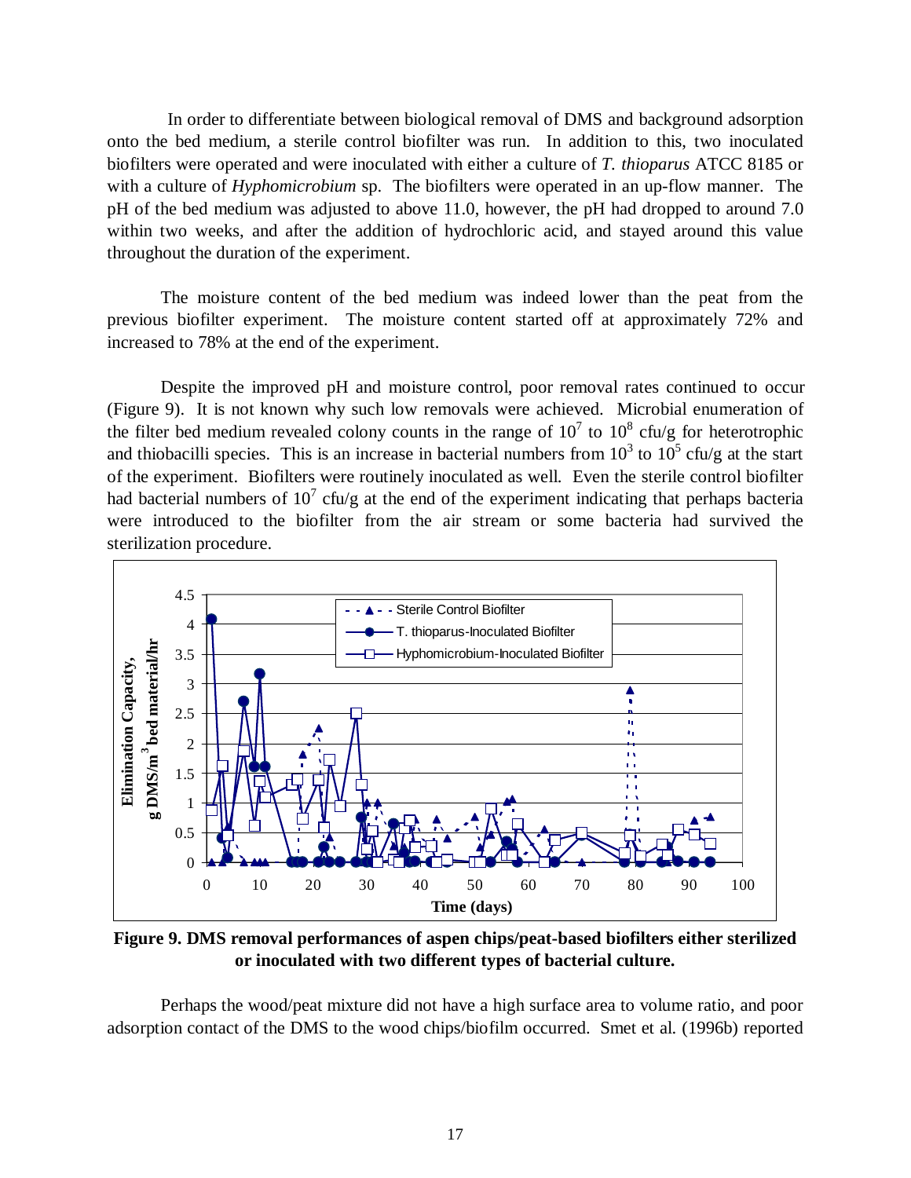In order to differentiate between biological removal of DMS and background adsorption onto the bed medium, a sterile control biofilter was run. In addition to this, two inoculated biofilters were operated and were inoculated with either a culture of *T. thioparus* ATCC 8185 or with a culture of *Hyphomicrobium* sp. The biofilters were operated in an up-flow manner. The pH of the bed medium was adjusted to above 11.0, however, the pH had dropped to around 7.0 within two weeks, and after the addition of hydrochloric acid, and stayed around this value throughout the duration of the experiment.

The moisture content of the bed medium was indeed lower than the peat from the previous biofilter experiment. The moisture content started off at approximately 72% and increased to 78% at the end of the experiment.

Despite the improved pH and moisture control, poor removal rates continued to occur (Figure 9). It is not known why such low removals were achieved. Microbial enumeration of the filter bed medium revealed colony counts in the range of $10^7$ to $10^8$ cfu/g for heterotrophic and thiobacilli species. This is an increase in bacterial numbers from $10^3$ to $10^5$ cfu/g at the start of the experiment. Biofilters were routinely inoculated as well. Even the sterile control biofilter had bacterial numbers of $10^7$ cfu/g at the end of the experiment indicating that perhaps bacteria were introduced to the biofilter from the air stream or some bacteria had survived the sterilization procedure.

**Figure 9. DMS removal performances of aspen chips/peat-based biofilters either sterilized or inoculated with two different types of bacterial culture.**

Perhaps the wood/peat mixture did not have a high surface area to volume ratio, and poor adsorption contact of the DMS to the wood chips/biofilm occurred. Smet et al. (1996b) reported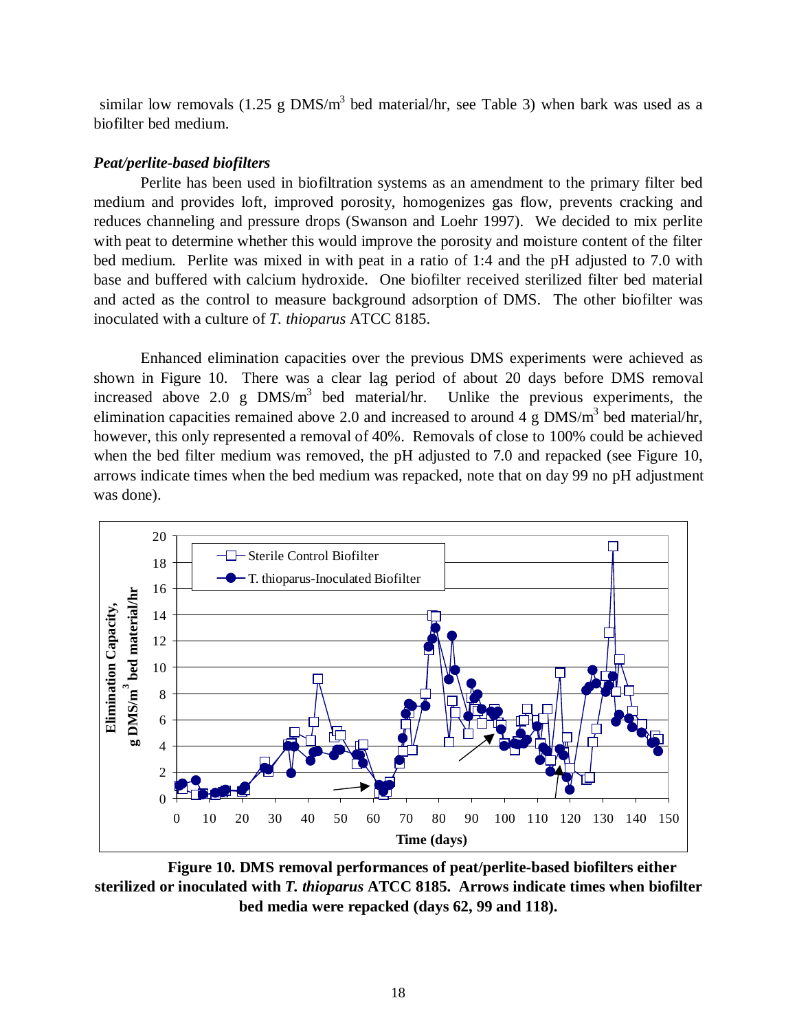similar low removals (1.25 g DMS/$m^3$ bed material/hr, see Table 3) when bark was used as a biofilter bed medium.

***Peat/perlite-based biofilters***

Perlite has been used in biofiltration systems as an amendment to the primary filter bed medium and provides loft, improved porosity, homogenizes gas flow, prevents cracking and reduces channeling and pressure drops (Swanson and Loehr 1997). We decided to mix perlite with peat to determine whether this would improve the porosity and moisture content of the filter bed medium. Perlite was mixed in with peat in a ratio of 1:4 and the pH adjusted to 7.0 with base and buffered with calcium hydroxide. One biofilter received sterilized filter bed material and acted as the control to measure background adsorption of DMS. The other biofilter was inoculated with a culture of *T. thioparus* ATCC 8185.

Enhanced elimination capacities over the previous DMS experiments were achieved as shown in Figure 10. There was a clear lag period of about 20 days before DMS removal increased above 2.0 g DMS/$m^3$ bed material/hr. Unlike the previous experiments, the elimination capacities remained above 2.0 and increased to around 4 g DMS/$m^3$ bed material/hr, however, this only represented a removal of 40%. Removals of close to 100% could be achieved when the bed filter medium was removed, the pH adjusted to 7.0 and repacked (see Figure 10, arrows indicate times when the bed medium was repacked, note that on day 99 no pH adjustment was done).

**Figure 10. DMS removal performances of peat/perlite-based biofilters either sterilized or inoculated with *T. thioparus* ATCC 8185. Arrows indicate times when biofilter bed media were repacked (days 62, 99 and 118).**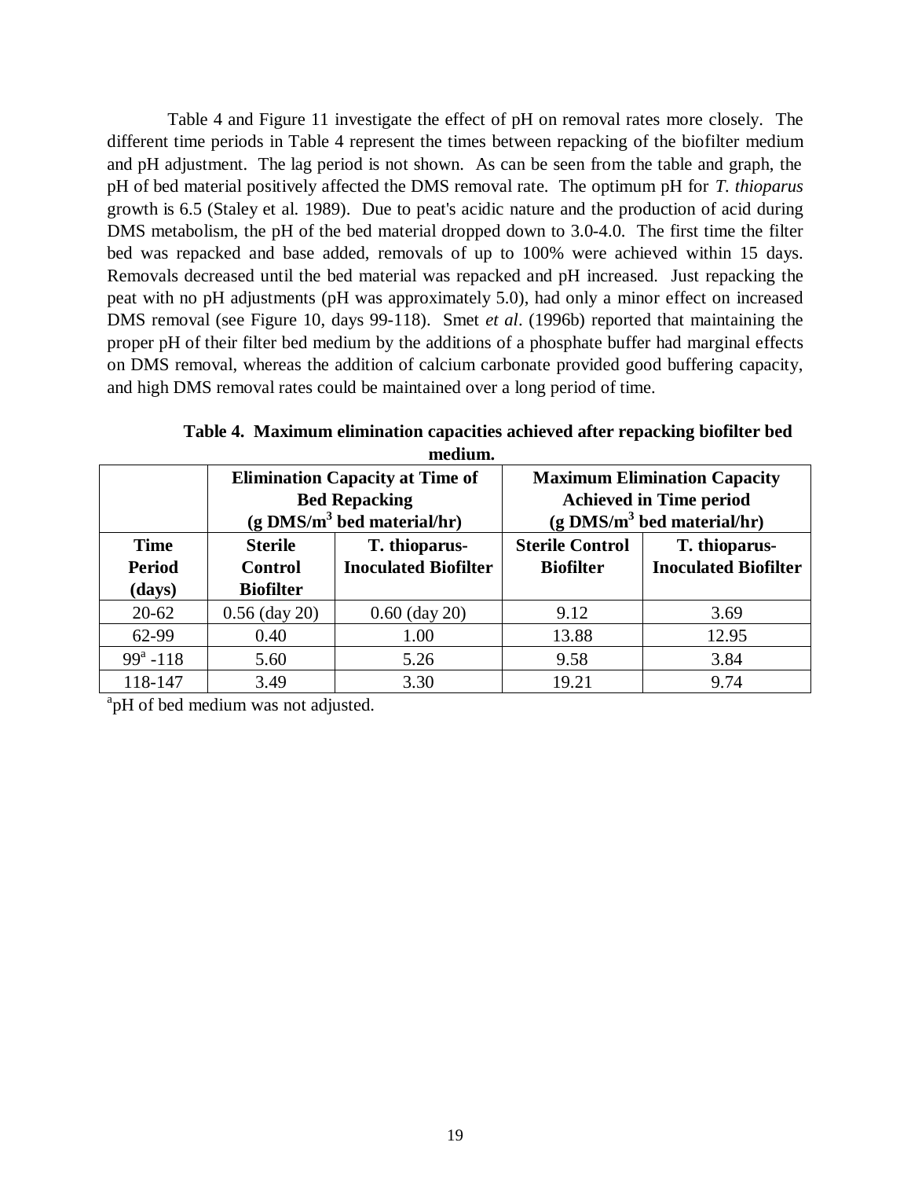Table 4 and Figure 11 investigate the effect of pH on removal rates more closely. The different time periods in Table 4 represent the times between repacking of the biofilter medium and pH adjustment. The lag period is not shown. As can be seen from the table and graph, the pH of bed material positively affected the DMS removal rate. The optimum pH for *T. thioparus* growth is 6.5 (Staley et al. 1989). Due to peat's acidic nature and the production of acid during DMS metabolism, the pH of the bed material dropped down to 3.0-4.0. The first time the filter bed was repacked and base added, removals of up to 100% were achieved within 15 days. Removals decreased until the bed material was repacked and pH increased. Just repacking the peat with no pH adjustments (pH was approximately 5.0), had only a minor effect on increased DMS removal (see Figure 10, days 99-118). Smet *et al*. (1996b) reported that maintaining the proper pH of their filter bed medium by the additions of a phosphate buffer had marginal effects on DMS removal, whereas the addition of calcium carbonate provided good buffering capacity, and high DMS removal rates could be maintained over a long period of time.

**Table 4. Maximum elimination capacities achieved after repacking biofilter bed medium.**

| | Elimination Capacity at Time of Bed Repacking (g DMS/$m^3$ bed material/hr) | | Maximum Elimination Capacity Achieved in Time period (g DMS/$m^3$ bed material/hr) | |
|---|---|---|---|---|
| **Time Period (days)** | **Sterile Control Biofilter** | **T. thioparus-Inoculated Biofilter** | **Sterile Control Biofilter** | **T. thioparus-Inoculated Biofilter** |
| 20-62 | 0.56 (day 20) | 0.60 (day 20) | 9.12 | 3.69 |
| 62-99 | 0.40 | 1.00 | 13.88 | 12.95 |
| 99[a] -118 | 5.60 | 5.26 | 9.58 | 3.84 |
| 118-147 | 3.49 | 3.30 | 19.21 | 9.74 |

[a]pH of bed medium was not adjusted.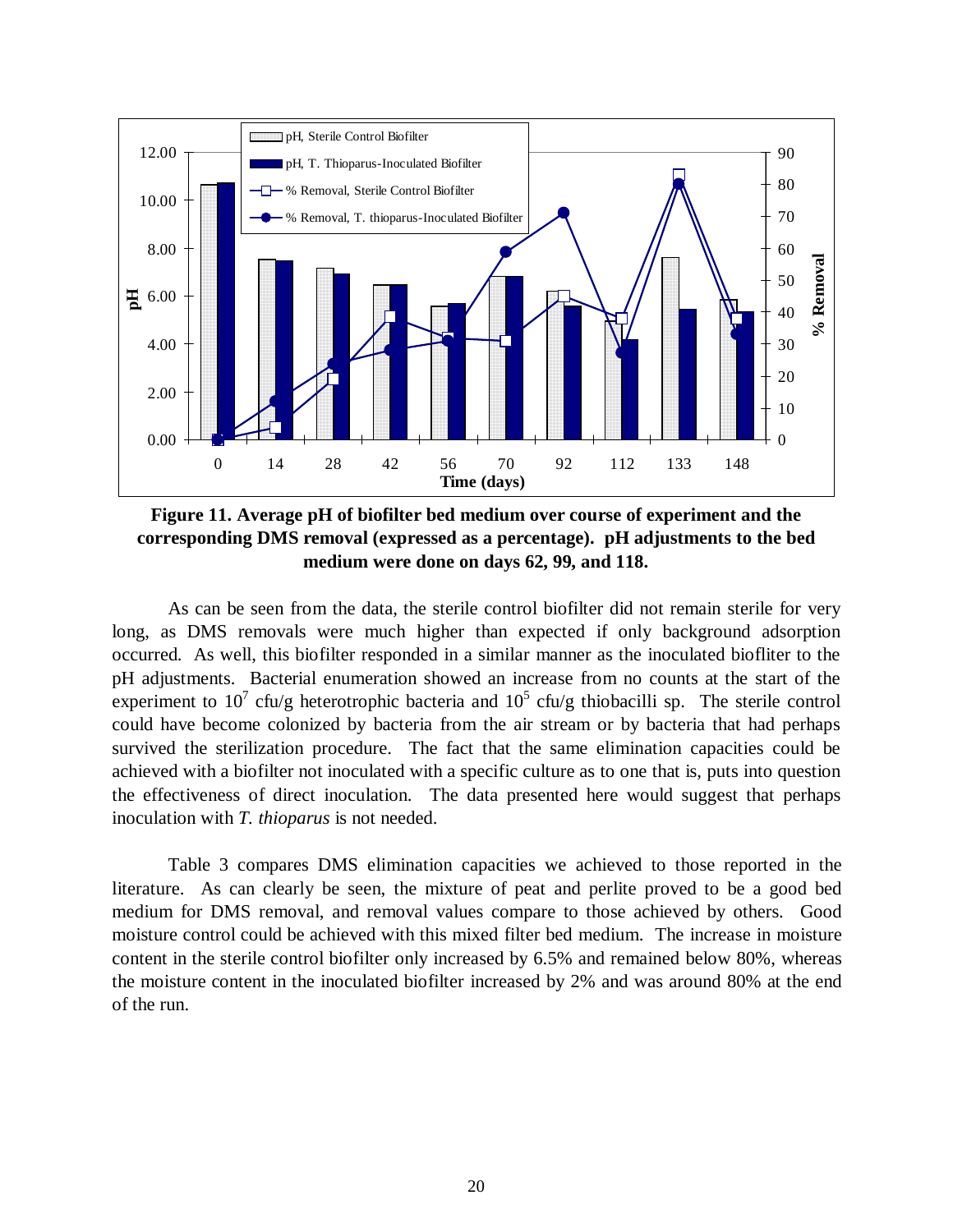**Figure 11. Average pH of biofilter bed medium over course of experiment and the corresponding DMS removal (expressed as a percentage). pH adjustments to the bed medium were done on days 62, 99, and 118.**

As can be seen from the data, the sterile control biofilter did not remain sterile for very long, as DMS removals were much higher than expected if only background adsorption occurred. As well, this biofilter responded in a similar manner as the inoculated biofliter to the pH adjustments. Bacterial enumeration showed an increase from no counts at the start of the experiment to $10^7$ cfu/g heterotrophic bacteria and $10^5$ cfu/g thiobacilli sp. The sterile control could have become colonized by bacteria from the air stream or by bacteria that had perhaps survived the sterilization procedure. The fact that the same elimination capacities could be achieved with a biofilter not inoculated with a specific culture as to one that is, puts into question the effectiveness of direct inoculation. The data presented here would suggest that perhaps inoculation with *T. thioparus* is not needed.

Table 3 compares DMS elimination capacities we achieved to those reported in the literature. As can clearly be seen, the mixture of peat and perlite proved to be a good bed medium for DMS removal, and removal values compare to those achieved by others. Good moisture control could be achieved with this mixed filter bed medium. The increase in moisture content in the sterile control biofilter only increased by 6.5% and remained below 80%, whereas the moisture content in the inoculated biofilter increased by 2% and was around 80% at the end of the run.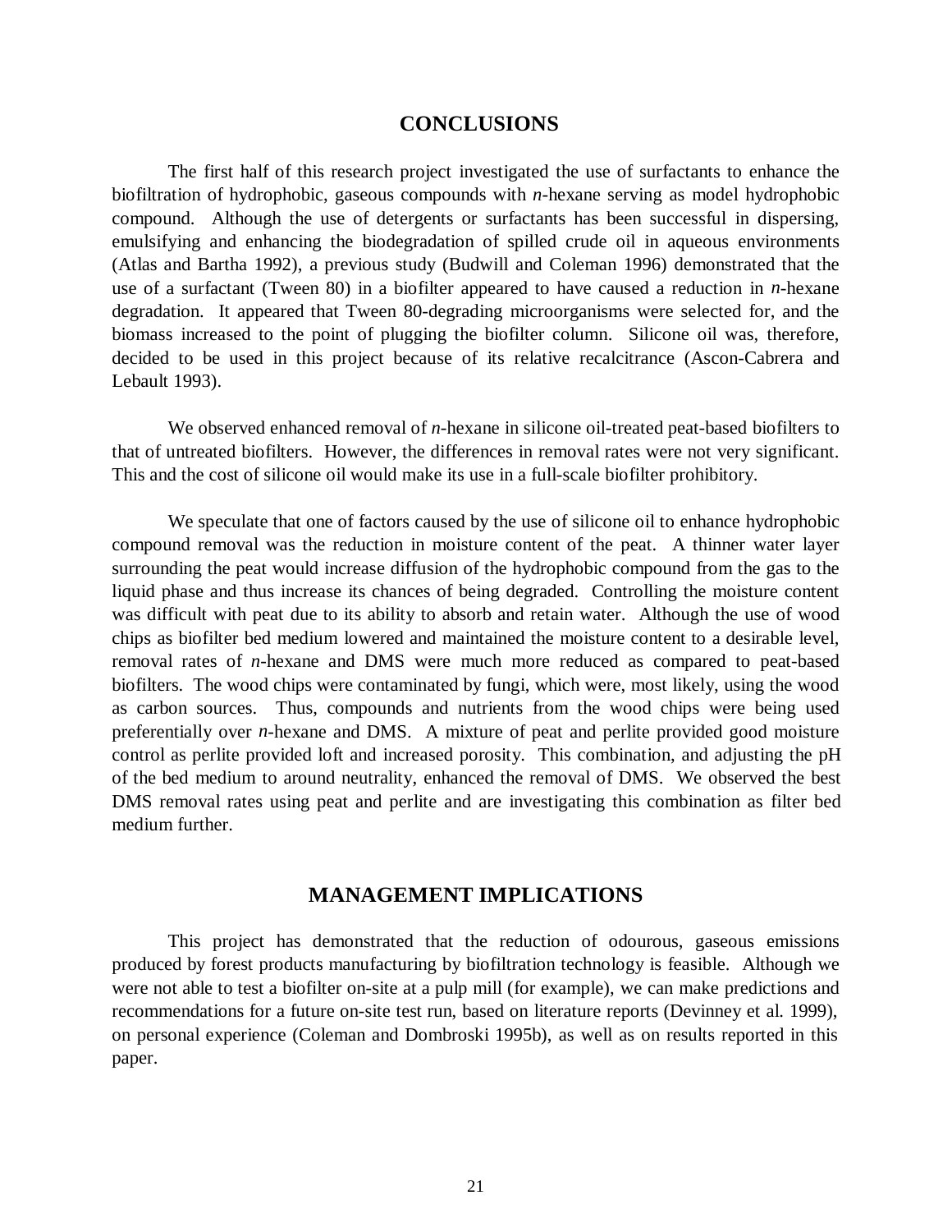## CONCLUSIONS

The first half of this research project investigated the use of surfactants to enhance the biofiltration of hydrophobic, gaseous compounds with *n*-hexane serving as model hydrophobic compound. Although the use of detergents or surfactants has been successful in dispersing, emulsifying and enhancing the biodegradation of spilled crude oil in aqueous environments (Atlas and Bartha 1992), a previous study (Budwill and Coleman 1996) demonstrated that the use of a surfactant (Tween 80) in a biofilter appeared to have caused a reduction in *n*-hexane degradation. It appeared that Tween 80-degrading microorganisms were selected for, and the biomass increased to the point of plugging the biofilter column. Silicone oil was, therefore, decided to be used in this project because of its relative recalcitrance (Ascon-Cabrera and Lebault 1993).

We observed enhanced removal of *n*-hexane in silicone oil-treated peat-based biofilters to that of untreated biofilters. However, the differences in removal rates were not very significant. This and the cost of silicone oil would make its use in a full-scale biofilter prohibitory.

We speculate that one of factors caused by the use of silicone oil to enhance hydrophobic compound removal was the reduction in moisture content of the peat. A thinner water layer surrounding the peat would increase diffusion of the hydrophobic compound from the gas to the liquid phase and thus increase its chances of being degraded. Controlling the moisture content was difficult with peat due to its ability to absorb and retain water. Although the use of wood chips as biofilter bed medium lowered and maintained the moisture content to a desirable level, removal rates of *n*-hexane and DMS were much more reduced as compared to peat-based biofilters. The wood chips were contaminated by fungi, which were, most likely, using the wood as carbon sources. Thus, compounds and nutrients from the wood chips were being used preferentially over *n*-hexane and DMS. A mixture of peat and perlite provided good moisture control as perlite provided loft and increased porosity. This combination, and adjusting the pH of the bed medium to around neutrality, enhanced the removal of DMS. We observed the best DMS removal rates using peat and perlite and are investigating this combination as filter bed medium further.

## MANAGEMENT IMPLICATIONS

This project has demonstrated that the reduction of odourous, gaseous emissions produced by forest products manufacturing by biofiltration technology is feasible. Although we were not able to test a biofilter on-site at a pulp mill (for example), we can make predictions and recommendations for a future on-site test run, based on literature reports (Devinney et al. 1999), on personal experience (Coleman and Dombroski 1995b), as well as on results reported in this paper.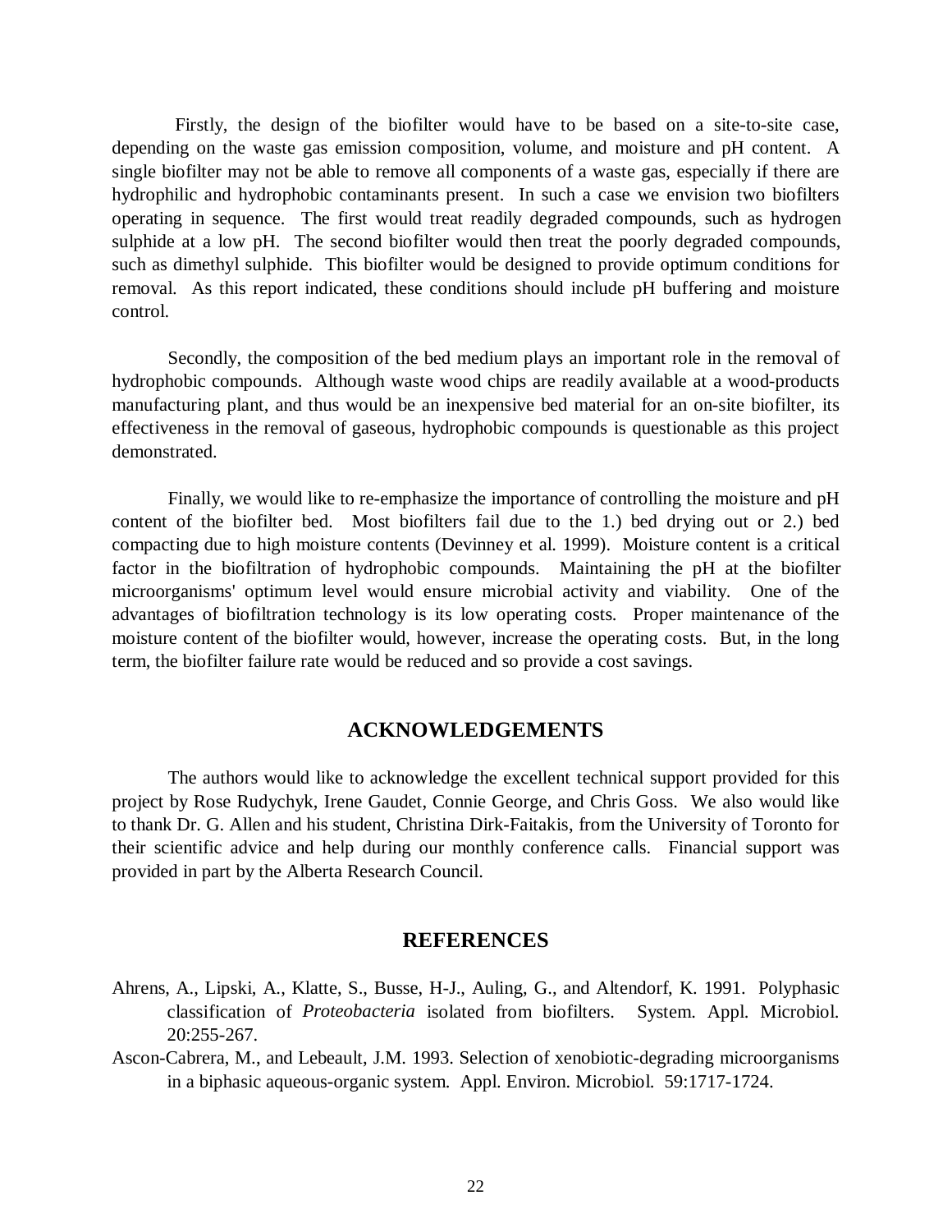Firstly, the design of the biofilter would have to be based on a site-to-site case, depending on the waste gas emission composition, volume, and moisture and pH content. A single biofilter may not be able to remove all components of a waste gas, especially if there are hydrophilic and hydrophobic contaminants present. In such a case we envision two biofilters operating in sequence. The first would treat readily degraded compounds, such as hydrogen sulphide at a low pH. The second biofilter would then treat the poorly degraded compounds, such as dimethyl sulphide. This biofilter would be designed to provide optimum conditions for removal. As this report indicated, these conditions should include pH buffering and moisture control.

Secondly, the composition of the bed medium plays an important role in the removal of hydrophobic compounds. Although waste wood chips are readily available at a wood-products manufacturing plant, and thus would be an inexpensive bed material for an on-site biofilter, its effectiveness in the removal of gaseous, hydrophobic compounds is questionable as this project demonstrated.

Finally, we would like to re-emphasize the importance of controlling the moisture and pH content of the biofilter bed. Most biofilters fail due to the 1.) bed drying out or 2.) bed compacting due to high moisture contents (Devinney et al. 1999). Moisture content is a critical factor in the biofiltration of hydrophobic compounds. Maintaining the pH at the biofilter microorganisms' optimum level would ensure microbial activity and viability. One of the advantages of biofiltration technology is its low operating costs. Proper maintenance of the moisture content of the biofilter would, however, increase the operating costs. But, in the long term, the biofilter failure rate would be reduced and so provide a cost savings.

## ACKNOWLEDGEMENTS

The authors would like to acknowledge the excellent technical support provided for this project by Rose Rudychyk, Irene Gaudet, Connie George, and Chris Goss. We also would like to thank Dr. G. Allen and his student, Christina Dirk-Faitakis, from the University of Toronto for their scientific advice and help during our monthly conference calls. Financial support was provided in part by the Alberta Research Council.

## REFERENCES

Ahrens, A., Lipski, A., Klatte, S., Busse, H-J., Auling, G., and Altendorf, K. 1991. Polyphasic classification of *Proteobacteria* isolated from biofilters. System. Appl. Microbiol. 20:255-267.

Ascon-Cabrera, M., and Lebeault, J.M. 1993. Selection of xenobiotic-degrading microorganisms in a biphasic aqueous-organic system. Appl. Environ. Microbiol. 59:1717-1724.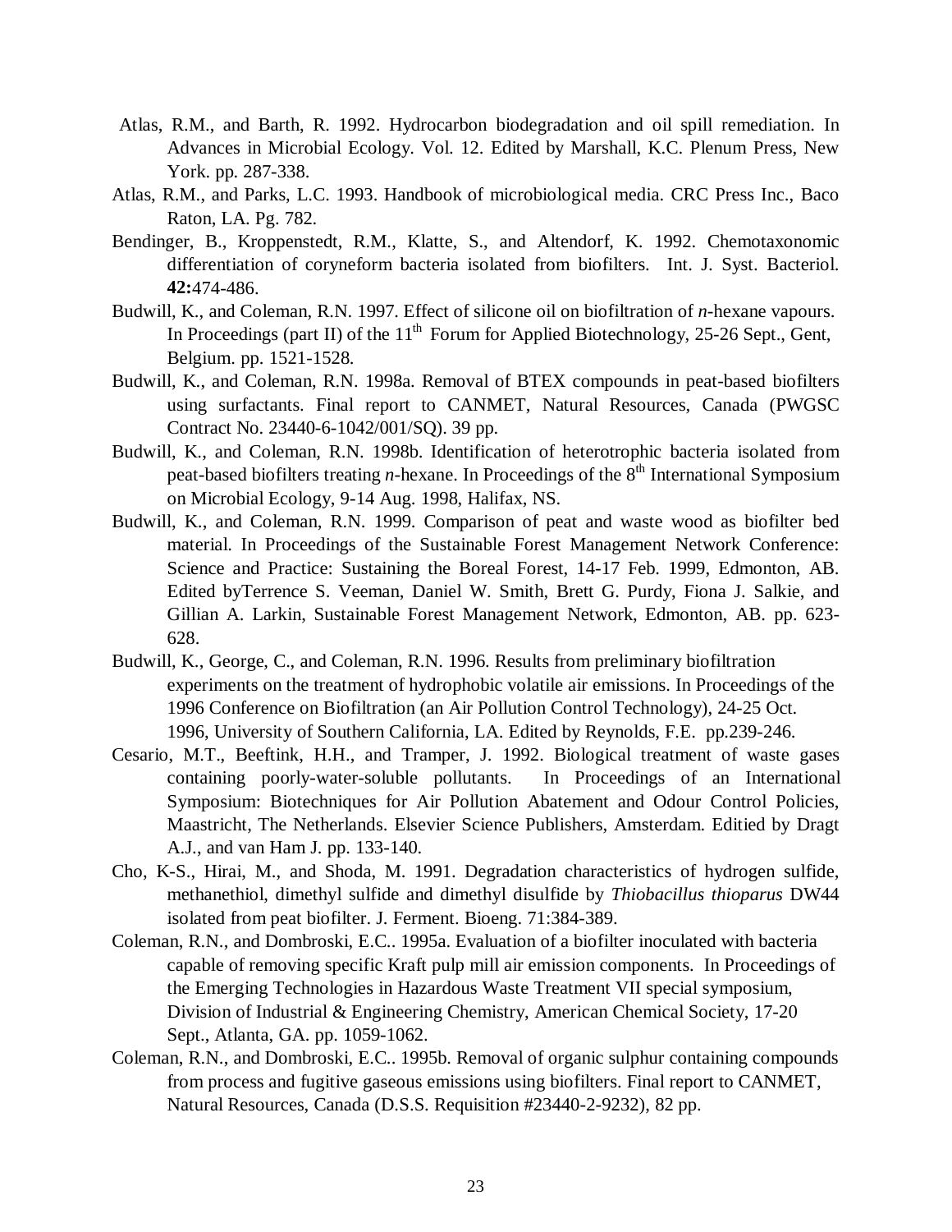Atlas, R.M., and Barth, R. 1992. Hydrocarbon biodegradation and oil spill remediation. In Advances in Microbial Ecology. Vol. 12. Edited by Marshall, K.C. Plenum Press, New York. pp. 287-338.

Atlas, R.M., and Parks, L.C. 1993. Handbook of microbiological media. CRC Press Inc., Baco Raton, LA. Pg. 782.

Bendinger, B., Kroppenstedt, R.M., Klatte, S., and Altendorf, K. 1992. Chemotaxonomic differentiation of coryneform bacteria isolated from biofilters. Int. J. Syst. Bacteriol. **42:**474-486.

Budwill, K., and Coleman, R.N. 1997. Effect of silicone oil on biofiltration of *n*-hexane vapours. In Proceedings (part II) of the 11th Forum for Applied Biotechnology, 25-26 Sept., Gent, Belgium. pp. 1521-1528.

Budwill, K., and Coleman, R.N. 1998a. Removal of BTEX compounds in peat-based biofilters using surfactants. Final report to CANMET, Natural Resources, Canada (PWGSC Contract No. 23440-6-1042/001/SQ). 39 pp.

Budwill, K., and Coleman, R.N. 1998b. Identification of heterotrophic bacteria isolated from peat-based biofilters treating *n*-hexane. In Proceedings of the 8th International Symposium on Microbial Ecology, 9-14 Aug. 1998, Halifax, NS.

Budwill, K., and Coleman, R.N. 1999. Comparison of peat and waste wood as biofilter bed material. In Proceedings of the Sustainable Forest Management Network Conference: Science and Practice: Sustaining the Boreal Forest, 14-17 Feb. 1999, Edmonton, AB. Edited byTerrence S. Veeman, Daniel W. Smith, Brett G. Purdy, Fiona J. Salkie, and Gillian A. Larkin, Sustainable Forest Management Network, Edmonton, AB. pp. 623-628.

Budwill, K., George, C., and Coleman, R.N. 1996. Results from preliminary biofiltration experiments on the treatment of hydrophobic volatile air emissions. In Proceedings of the 1996 Conference on Biofiltration (an Air Pollution Control Technology), 24-25 Oct. 1996, University of Southern California, LA. Edited by Reynolds, F.E. pp.239-246.

Cesario, M.T., Beeftink, H.H., and Tramper, J. 1992. Biological treatment of waste gases containing poorly-water-soluble pollutants. In Proceedings of an International Symposium: Biotechniques for Air Pollution Abatement and Odour Control Policies, Maastricht, The Netherlands. Elsevier Science Publishers, Amsterdam. Editied by Dragt A.J., and van Ham J. pp. 133-140.

Cho, K-S., Hirai, M., and Shoda, M. 1991. Degradation characteristics of hydrogen sulfide, methanethiol, dimethyl sulfide and dimethyl disulfide by *Thiobacillus thioparus* DW44 isolated from peat biofilter. J. Ferment. Bioeng. 71:384-389.

Coleman, R.N., and Dombroski, E.C.. 1995a. Evaluation of a biofilter inoculated with bacteria capable of removing specific Kraft pulp mill air emission components. In Proceedings of the Emerging Technologies in Hazardous Waste Treatment VII special symposium, Division of Industrial & Engineering Chemistry, American Chemical Society, 17-20 Sept., Atlanta, GA. pp. 1059-1062.

Coleman, R.N., and Dombroski, E.C.. 1995b. Removal of organic sulphur containing compounds from process and fugitive gaseous emissions using biofilters. Final report to CANMET, Natural Resources, Canada (D.S.S. Requisition #23440-2-9232), 82 pp.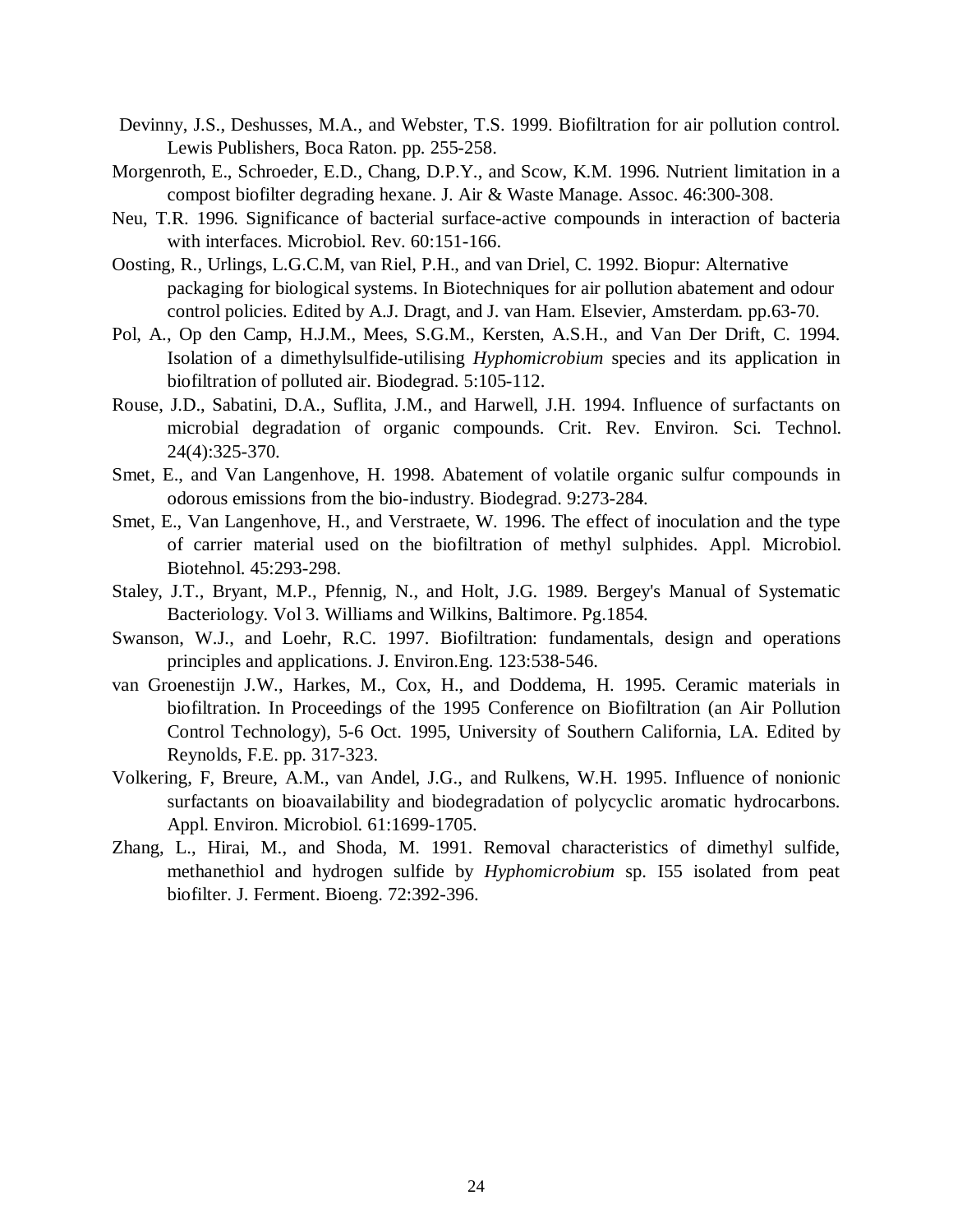Devinny, J.S., Deshusses, M.A., and Webster, T.S. 1999. Biofiltration for air pollution control. Lewis Publishers, Boca Raton. pp. 255-258.

Morgenroth, E., Schroeder, E.D., Chang, D.P.Y., and Scow, K.M. 1996. Nutrient limitation in a compost biofilter degrading hexane. J. Air & Waste Manage. Assoc. 46:300-308.

Neu, T.R. 1996. Significance of bacterial surface-active compounds in interaction of bacteria with interfaces. Microbiol. Rev. 60:151-166.

Oosting, R., Urlings, L.G.C.M, van Riel, P.H., and van Driel, C. 1992. Biopur: Alternative packaging for biological systems. In Biotechniques for air pollution abatement and odour control policies. Edited by A.J. Dragt, and J. van Ham. Elsevier, Amsterdam. pp.63-70.

Pol, A., Op den Camp, H.J.M., Mees, S.G.M., Kersten, A.S.H., and Van Der Drift, C. 1994. Isolation of a dimethylsulfide-utilising *Hyphomicrobium* species and its application in biofiltration of polluted air. Biodegrad. 5:105-112.

Rouse, J.D., Sabatini, D.A., Suflita, J.M., and Harwell, J.H. 1994. Influence of surfactants on microbial degradation of organic compounds. Crit. Rev. Environ. Sci. Technol. 24(4):325-370.

Smet, E., and Van Langenhove, H. 1998. Abatement of volatile organic sulfur compounds in odorous emissions from the bio-industry. Biodegrad. 9:273-284.

Smet, E., Van Langenhove, H., and Verstraete, W. 1996. The effect of inoculation and the type of carrier material used on the biofiltration of methyl sulphides. Appl. Microbiol. Biotehnol. 45:293-298.

Staley, J.T., Bryant, M.P., Pfennig, N., and Holt, J.G. 1989. Bergey's Manual of Systematic Bacteriology. Vol 3. Williams and Wilkins, Baltimore. Pg.1854.

Swanson, W.J., and Loehr, R.C. 1997. Biofiltration: fundamentals, design and operations principles and applications. J. Environ.Eng. 123:538-546.

van Groenestijn J.W., Harkes, M., Cox, H., and Doddema, H. 1995. Ceramic materials in biofiltration. In Proceedings of the 1995 Conference on Biofiltration (an Air Pollution Control Technology), 5-6 Oct. 1995, University of Southern California, LA. Edited by Reynolds, F.E. pp. 317-323.

Volkering, F, Breure, A.M., van Andel, J.G., and Rulkens, W.H. 1995. Influence of nonionic surfactants on bioavailability and biodegradation of polycyclic aromatic hydrocarbons. Appl. Environ. Microbiol. 61:1699-1705.

Zhang, L., Hirai, M., and Shoda, M. 1991. Removal characteristics of dimethyl sulfide, methanethiol and hydrogen sulfide by *Hyphomicrobium* sp. I55 isolated from peat biofilter. J. Ferment. Bioeng. 72:392-396.